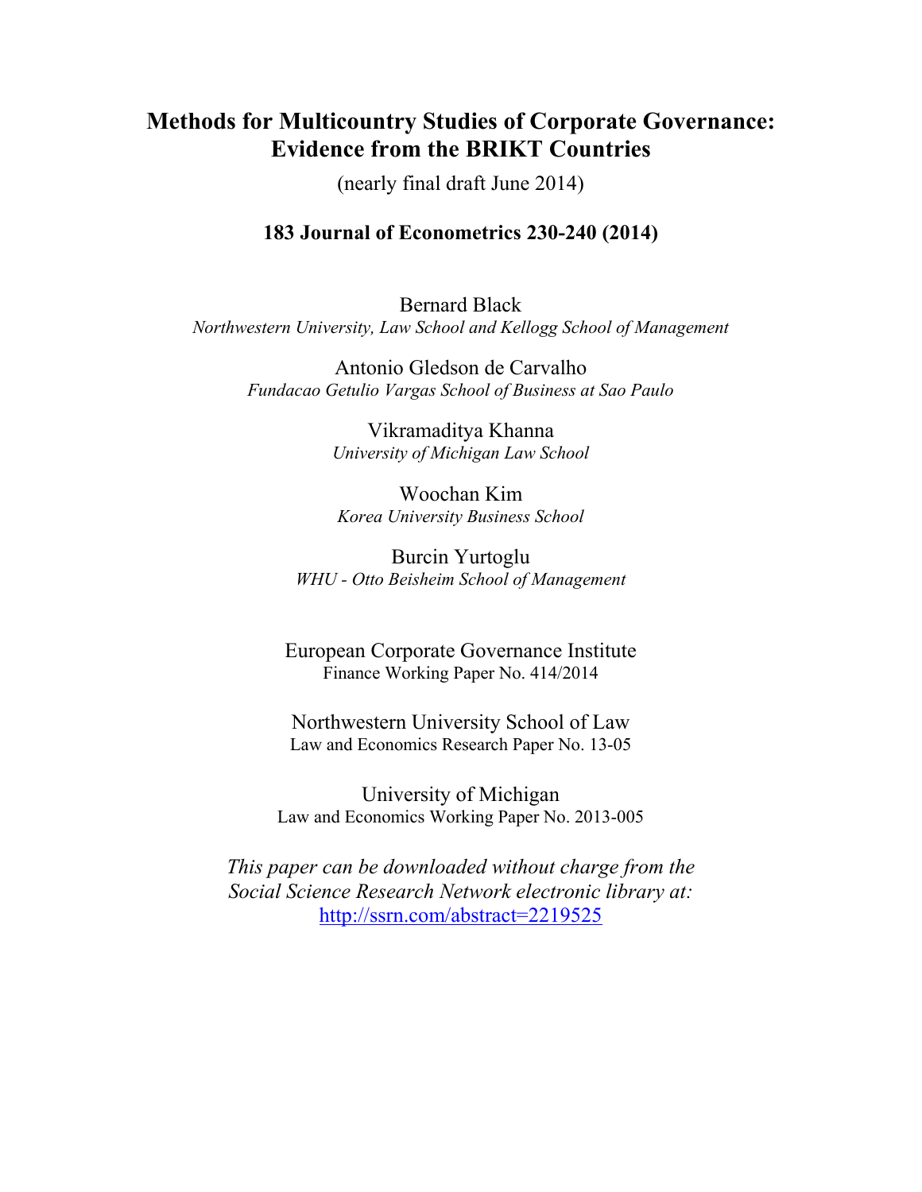# Methods for Multicountry Studies of Corporate Governance: Evidence from the BRIKT Countries

(nearly final draft June 2014)

**183 Journal of Econometrics 230-240 (2014)**

Bernard Black
*Northwestern University, Law School and Kellogg School of Management*

Antonio Gledson de Carvalho
*Fundacao Getulio Vargas School of Business at Sao Paulo*

Vikramaditya Khanna
*University of Michigan Law School*

Woochan Kim
*Korea University Business School*

Burcin Yurtoglu
*WHU - Otto Beisheim School of Management*

European Corporate Governance Institute
Finance Working Paper No. 414/2014

Northwestern University School of Law
Law and Economics Research Paper No. 13-05

University of Michigan
Law and Economics Working Paper No. 2013-005

*This paper can be downloaded without charge from the Social Science Research Network electronic library at:*
http://ssrn.com/abstract=2219525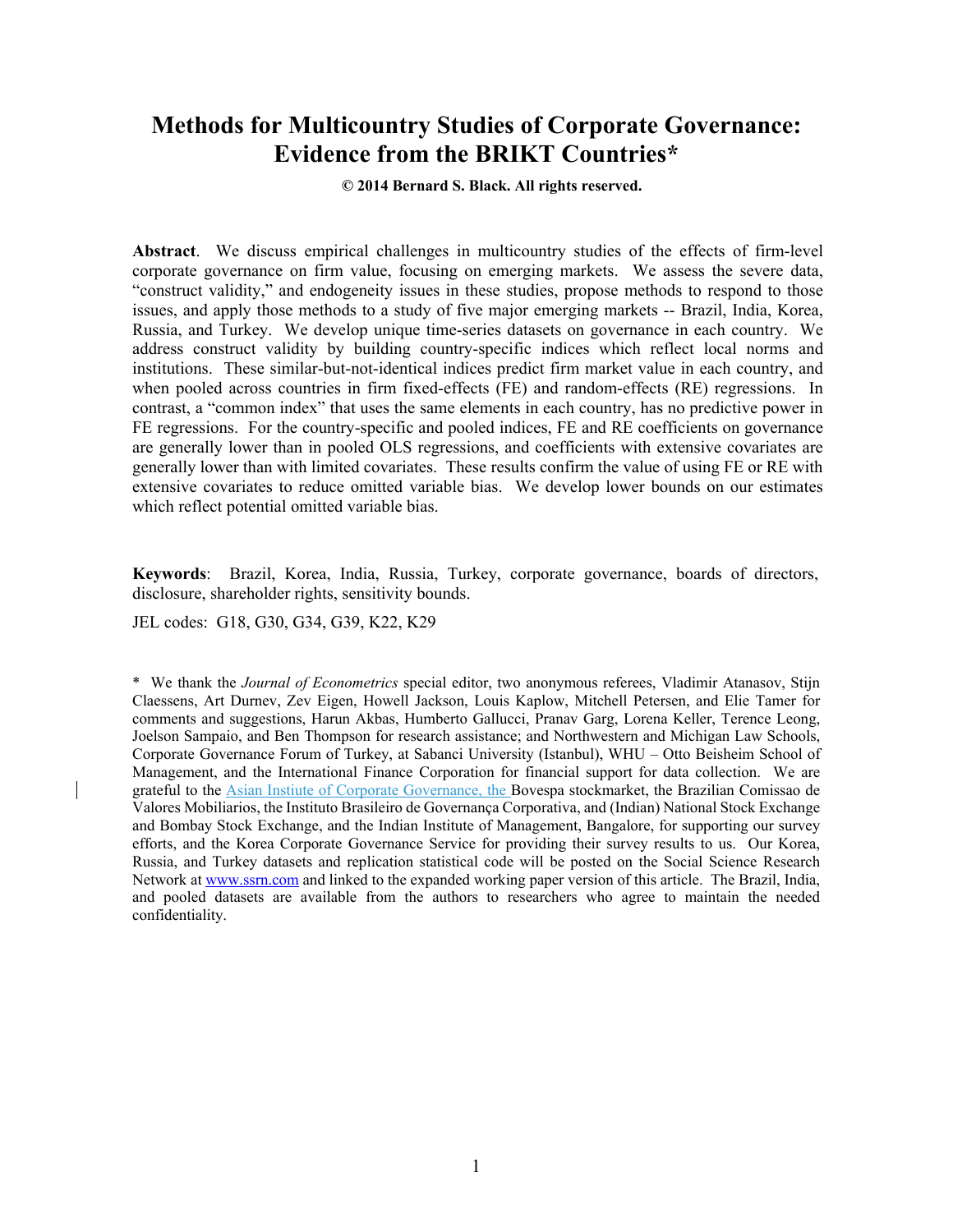# Methods for Multicountry Studies of Corporate Governance: Evidence from the BRIKT Countries*

**© 2014 Bernard S. Black. All rights reserved.**

**Abstract**. We discuss empirical challenges in multicountry studies of the effects of firm-level corporate governance on firm value, focusing on emerging markets. We assess the severe data, "construct validity," and endogeneity issues in these studies, propose methods to respond to those issues, and apply those methods to a study of five major emerging markets -- Brazil, India, Korea, Russia, and Turkey. We develop unique time-series datasets on governance in each country. We address construct validity by building country-specific indices which reflect local norms and institutions. These similar-but-not-identical indices predict firm market value in each country, and when pooled across countries in firm fixed-effects (FE) and random-effects (RE) regressions. In contrast, a "common index" that uses the same elements in each country, has no predictive power in FE regressions. For the country-specific and pooled indices, FE and RE coefficients on governance are generally lower than in pooled OLS regressions, and coefficients with extensive covariates are generally lower than with limited covariates. These results confirm the value of using FE or RE with extensive covariates to reduce omitted variable bias. We develop lower bounds on our estimates which reflect potential omitted variable bias.

**Keywords**: Brazil, Korea, India, Russia, Turkey, corporate governance, boards of directors, disclosure, shareholder rights, sensitivity bounds.

JEL codes: G18, G30, G34, G39, K22, K29

\* We thank the *Journal of Econometrics* special editor, two anonymous referees, Vladimir Atanasov, Stijn Claessens, Art Durnev, Zev Eigen, Howell Jackson, Louis Kaplow, Mitchell Petersen, and Elie Tamer for comments and suggestions, Harun Akbas, Humberto Gallucci, Pranav Garg, Lorena Keller, Terence Leong, Joelson Sampaio, and Ben Thompson for research assistance; and Northwestern and Michigan Law Schools, Corporate Governance Forum of Turkey, at Sabanci University (Istanbul), WHU – Otto Beisheim School of Management, and the International Finance Corporation for financial support for data collection. We are grateful to the Asian Instiute of Corporate Governance, the Bovespa stockmarket, the Brazilian Comissao de Valores Mobiliarios, the Instituto Brasileiro de Governança Corporativa, and (Indian) National Stock Exchange and Bombay Stock Exchange, and the Indian Institute of Management, Bangalore, for supporting our survey efforts, and the Korea Corporate Governance Service for providing their survey results to us. Our Korea, Russia, and Turkey datasets and replication statistical code will be posted on the Social Science Research Network at www.ssrn.com and linked to the expanded working paper version of this article. The Brazil, India, and pooled datasets are available from the authors to researchers who agree to maintain the needed confidentiality.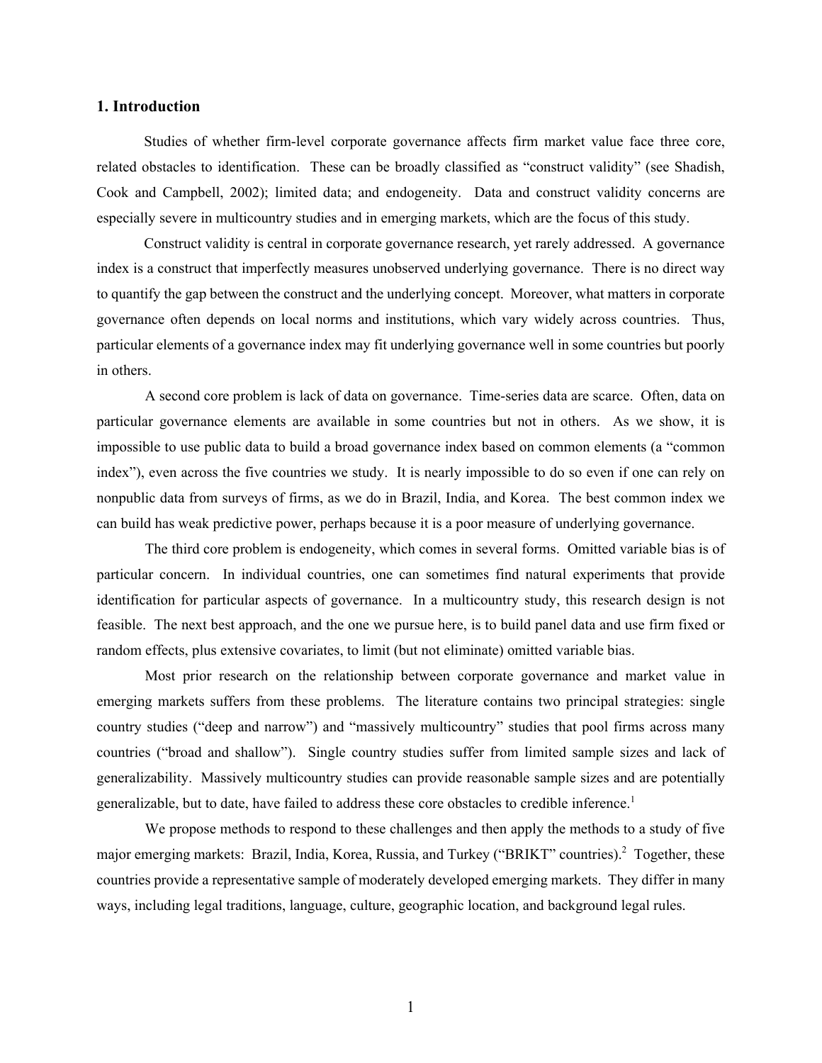## 1. Introduction

Studies of whether firm-level corporate governance affects firm market value face three core, related obstacles to identification. These can be broadly classified as "construct validity" (see Shadish, Cook and Campbell, 2002); limited data; and endogeneity. Data and construct validity concerns are especially severe in multicountry studies and in emerging markets, which are the focus of this study.

Construct validity is central in corporate governance research, yet rarely addressed. A governance index is a construct that imperfectly measures unobserved underlying governance. There is no direct way to quantify the gap between the construct and the underlying concept. Moreover, what matters in corporate governance often depends on local norms and institutions, which vary widely across countries. Thus, particular elements of a governance index may fit underlying governance well in some countries but poorly in others.

A second core problem is lack of data on governance. Time-series data are scarce. Often, data on particular governance elements are available in some countries but not in others. As we show, it is impossible to use public data to build a broad governance index based on common elements (a "common index"), even across the five countries we study. It is nearly impossible to do so even if one can rely on nonpublic data from surveys of firms, as we do in Brazil, India, and Korea. The best common index we can build has weak predictive power, perhaps because it is a poor measure of underlying governance.

The third core problem is endogeneity, which comes in several forms. Omitted variable bias is of particular concern. In individual countries, one can sometimes find natural experiments that provide identification for particular aspects of governance. In a multicountry study, this research design is not feasible. The next best approach, and the one we pursue here, is to build panel data and use firm fixed or random effects, plus extensive covariates, to limit (but not eliminate) omitted variable bias.

Most prior research on the relationship between corporate governance and market value in emerging markets suffers from these problems. The literature contains two principal strategies: single country studies ("deep and narrow") and "massively multicountry" studies that pool firms across many countries ("broad and shallow"). Single country studies suffer from limited sample sizes and lack of generalizability. Massively multicountry studies can provide reasonable sample sizes and are potentially generalizable, but to date, have failed to address these core obstacles to credible inference.[1]

We propose methods to respond to these challenges and then apply the methods to a study of five major emerging markets: Brazil, India, Korea, Russia, and Turkey ("BRIKT" countries).[2] Together, these countries provide a representative sample of moderately developed emerging markets. They differ in many ways, including legal traditions, language, culture, geographic location, and background legal rules.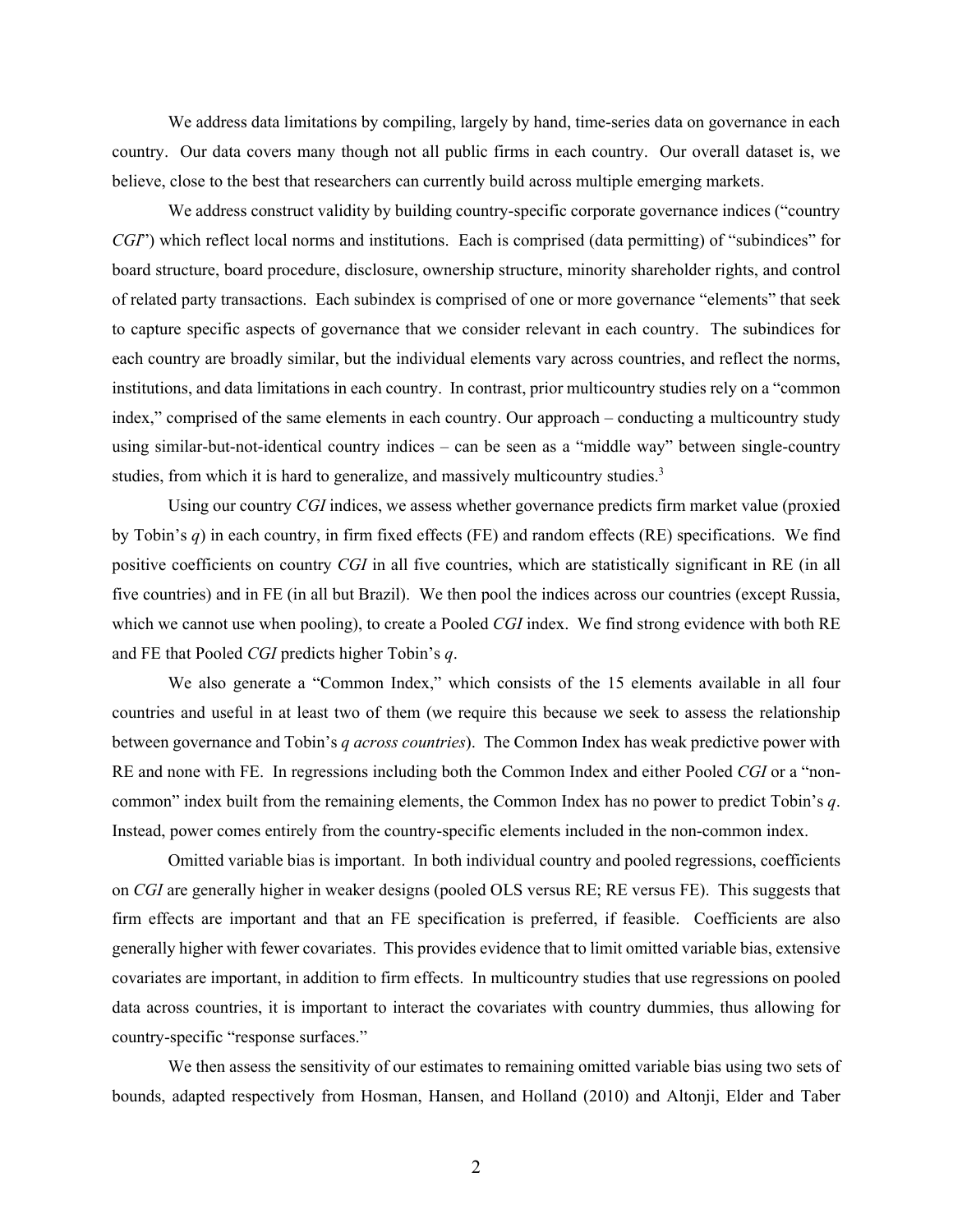We address data limitations by compiling, largely by hand, time-series data on governance in each country. Our data covers many though not all public firms in each country. Our overall dataset is, we believe, close to the best that researchers can currently build across multiple emerging markets.

We address construct validity by building country-specific corporate governance indices ("country *CGI*") which reflect local norms and institutions. Each is comprised (data permitting) of "subindices" for board structure, board procedure, disclosure, ownership structure, minority shareholder rights, and control of related party transactions. Each subindex is comprised of one or more governance "elements" that seek to capture specific aspects of governance that we consider relevant in each country. The subindices for each country are broadly similar, but the individual elements vary across countries, and reflect the norms, institutions, and data limitations in each country. In contrast, prior multicountry studies rely on a "common index," comprised of the same elements in each country. Our approach – conducting a multicountry study using similar-but-not-identical country indices – can be seen as a "middle way" between single-country studies, from which it is hard to generalize, and massively multicountry studies.[3]

Using our country *CGI* indices, we assess whether governance predicts firm market value (proxied by Tobin's $q$) in each country, in firm fixed effects (FE) and random effects (RE) specifications. We find positive coefficients on country *CGI* in all five countries, which are statistically significant in RE (in all five countries) and in FE (in all but Brazil). We then pool the indices across our countries (except Russia, which we cannot use when pooling), to create a Pooled *CGI* index. We find strong evidence with both RE and FE that Pooled *CGI* predicts higher Tobin's $q$.

We also generate a "Common Index," which consists of the 15 elements available in all four countries and useful in at least two of them (we require this because we seek to assess the relationship between governance and Tobin's *q across countries*). The Common Index has weak predictive power with RE and none with FE. In regressions including both the Common Index and either Pooled *CGI* or a "non-common" index built from the remaining elements, the Common Index has no power to predict Tobin's $q$. Instead, power comes entirely from the country-specific elements included in the non-common index.

Omitted variable bias is important. In both individual country and pooled regressions, coefficients on *CGI* are generally higher in weaker designs (pooled OLS versus RE; RE versus FE). This suggests that firm effects are important and that an FE specification is preferred, if feasible. Coefficients are also generally higher with fewer covariates. This provides evidence that to limit omitted variable bias, extensive covariates are important, in addition to firm effects. In multicountry studies that use regressions on pooled data across countries, it is important to interact the covariates with country dummies, thus allowing for country-specific "response surfaces."

We then assess the sensitivity of our estimates to remaining omitted variable bias using two sets of bounds, adapted respectively from Hosman, Hansen, and Holland (2010) and Altonji, Elder and Taber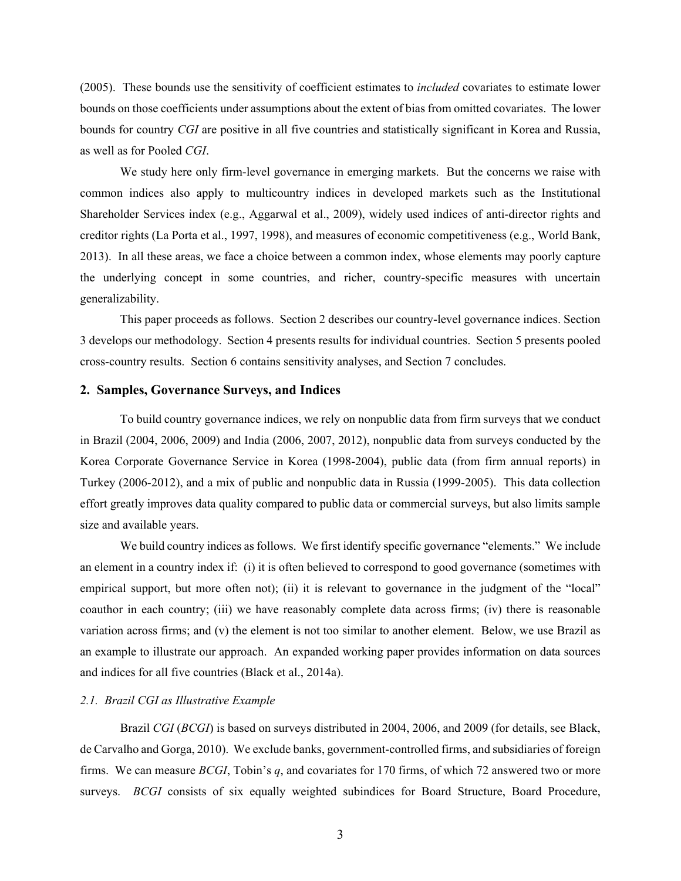(2005). These bounds use the sensitivity of coefficient estimates to *included* covariates to estimate lower bounds on those coefficients under assumptions about the extent of bias from omitted covariates. The lower bounds for country *CGI* are positive in all five countries and statistically significant in Korea and Russia, as well as for Pooled *CGI*.

We study here only firm-level governance in emerging markets. But the concerns we raise with common indices also apply to multicountry indices in developed markets such as the Institutional Shareholder Services index (e.g., Aggarwal et al., 2009), widely used indices of anti-director rights and creditor rights (La Porta et al., 1997, 1998), and measures of economic competitiveness (e.g., World Bank, 2013). In all these areas, we face a choice between a common index, whose elements may poorly capture the underlying concept in some countries, and richer, country-specific measures with uncertain generalizability.

This paper proceeds as follows. Section 2 describes our country-level governance indices. Section 3 develops our methodology. Section 4 presents results for individual countries. Section 5 presents pooled cross-country results. Section 6 contains sensitivity analyses, and Section 7 concludes.

## 2. Samples, Governance Surveys, and Indices

To build country governance indices, we rely on nonpublic data from firm surveys that we conduct in Brazil (2004, 2006, 2009) and India (2006, 2007, 2012), nonpublic data from surveys conducted by the Korea Corporate Governance Service in Korea (1998-2004), public data (from firm annual reports) in Turkey (2006-2012), and a mix of public and nonpublic data in Russia (1999-2005). This data collection effort greatly improves data quality compared to public data or commercial surveys, but also limits sample size and available years.

We build country indices as follows. We first identify specific governance "elements." We include an element in a country index if: (i) it is often believed to correspond to good governance (sometimes with empirical support, but more often not); (ii) it is relevant to governance in the judgment of the "local" coauthor in each country; (iii) we have reasonably complete data across firms; (iv) there is reasonable variation across firms; and (v) the element is not too similar to another element. Below, we use Brazil as an example to illustrate our approach. An expanded working paper provides information on data sources and indices for all five countries (Black et al., 2014a).

### *2.1. Brazil CGI as Illustrative Example*

Brazil *CGI* (*BCGI*) is based on surveys distributed in 2004, 2006, and 2009 (for details, see Black, de Carvalho and Gorga, 2010). We exclude banks, government-controlled firms, and subsidiaries of foreign firms. We can measure *BCGI*, Tobin's *q*, and covariates for 170 firms, of which 72 answered two or more surveys. *BCGI* consists of six equally weighted subindices for Board Structure, Board Procedure,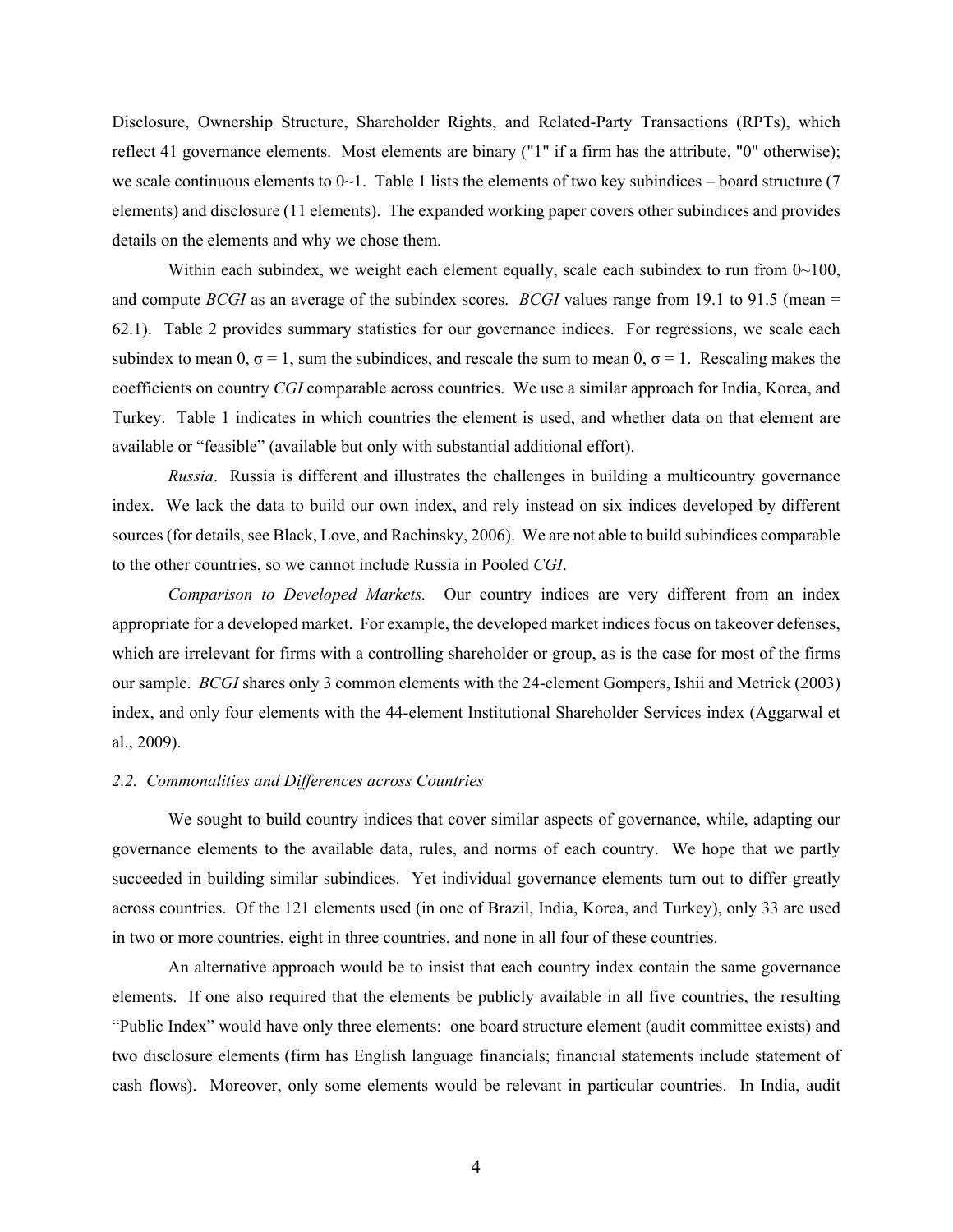Disclosure, Ownership Structure, Shareholder Rights, and Related-Party Transactions (RPTs), which reflect 41 governance elements. Most elements are binary ("1" if a firm has the attribute, "0" otherwise); we scale continuous elements to 0~1. Table 1 lists the elements of two key subindices – board structure (7 elements) and disclosure (11 elements). The expanded working paper covers other subindices and provides details on the elements and why we chose them.

Within each subindex, we weight each element equally, scale each subindex to run from 0~100, and compute *BCGI* as an average of the subindex scores. *BCGI* values range from 19.1 to 91.5 (mean = 62.1). Table 2 provides summary statistics for our governance indices. For regressions, we scale each subindex to mean 0, $\sigma = 1$, sum the subindices, and rescale the sum to mean 0, $\sigma = 1$. Rescaling makes the coefficients on country *CGI* comparable across countries. We use a similar approach for India, Korea, and Turkey. Table 1 indicates in which countries the element is used, and whether data on that element are available or "feasible" (available but only with substantial additional effort).

*Russia*. Russia is different and illustrates the challenges in building a multicountry governance index. We lack the data to build our own index, and rely instead on six indices developed by different sources (for details, see Black, Love, and Rachinsky, 2006). We are not able to build subindices comparable to the other countries, so we cannot include Russia in Pooled *CGI*.

*Comparison to Developed Markets.* Our country indices are very different from an index appropriate for a developed market. For example, the developed market indices focus on takeover defenses, which are irrelevant for firms with a controlling shareholder or group, as is the case for most of the firms our sample. *BCGI* shares only 3 common elements with the 24-element Gompers, Ishii and Metrick (2003) index, and only four elements with the 44-element Institutional Shareholder Services index (Aggarwal et al., 2009).

### *2.2. Commonalities and Differences across Countries*

We sought to build country indices that cover similar aspects of governance, while, adapting our governance elements to the available data, rules, and norms of each country. We hope that we partly succeeded in building similar subindices. Yet individual governance elements turn out to differ greatly across countries. Of the 121 elements used (in one of Brazil, India, Korea, and Turkey), only 33 are used in two or more countries, eight in three countries, and none in all four of these countries.

An alternative approach would be to insist that each country index contain the same governance elements. If one also required that the elements be publicly available in all five countries, the resulting "Public Index" would have only three elements: one board structure element (audit committee exists) and two disclosure elements (firm has English language financials; financial statements include statement of cash flows). Moreover, only some elements would be relevant in particular countries. In India, audit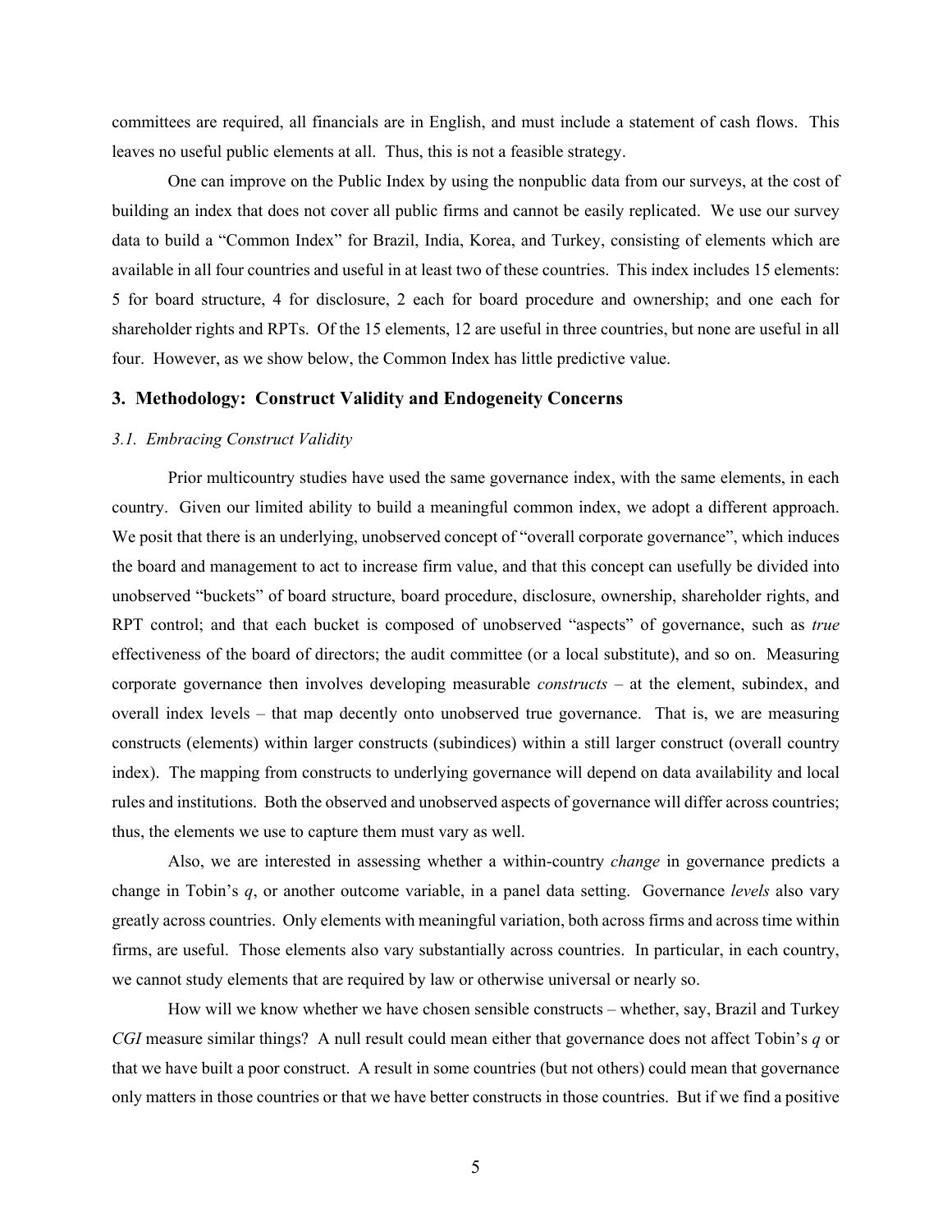committees are required, all financials are in English, and must include a statement of cash flows. This leaves no useful public elements at all. Thus, this is not a feasible strategy.

One can improve on the Public Index by using the nonpublic data from our surveys, at the cost of building an index that does not cover all public firms and cannot be easily replicated. We use our survey data to build a "Common Index" for Brazil, India, Korea, and Turkey, consisting of elements which are available in all four countries and useful in at least two of these countries. This index includes 15 elements: 5 for board structure, 4 for disclosure, 2 each for board procedure and ownership; and one each for shareholder rights and RPTs. Of the 15 elements, 12 are useful in three countries, but none are useful in all four. However, as we show below, the Common Index has little predictive value.

## 3. Methodology: Construct Validity and Endogeneity Concerns

### *3.1. Embracing Construct Validity*

Prior multicountry studies have used the same governance index, with the same elements, in each country. Given our limited ability to build a meaningful common index, we adopt a different approach. We posit that there is an underlying, unobserved concept of "overall corporate governance", which induces the board and management to act to increase firm value, and that this concept can usefully be divided into unobserved "buckets" of board structure, board procedure, disclosure, ownership, shareholder rights, and RPT control; and that each bucket is composed of unobserved "aspects" of governance, such as *true* effectiveness of the board of directors; the audit committee (or a local substitute), and so on. Measuring corporate governance then involves developing measurable *constructs* – at the element, subindex, and overall index levels – that map decently onto unobserved true governance. That is, we are measuring constructs (elements) within larger constructs (subindices) within a still larger construct (overall country index). The mapping from constructs to underlying governance will depend on data availability and local rules and institutions. Both the observed and unobserved aspects of governance will differ across countries; thus, the elements we use to capture them must vary as well.

Also, we are interested in assessing whether a within-country *change* in governance predicts a change in Tobin's $q$, or another outcome variable, in a panel data setting. Governance *levels* also vary greatly across countries. Only elements with meaningful variation, both across firms and across time within firms, are useful. Those elements also vary substantially across countries. In particular, in each country, we cannot study elements that are required by law or otherwise universal or nearly so.

How will we know whether we have chosen sensible constructs – whether, say, Brazil and Turkey *CGI* measure similar things? A null result could mean either that governance does not affect Tobin's $q$ or that we have built a poor construct. A result in some countries (but not others) could mean that governance only matters in those countries or that we have better constructs in those countries. But if we find a positive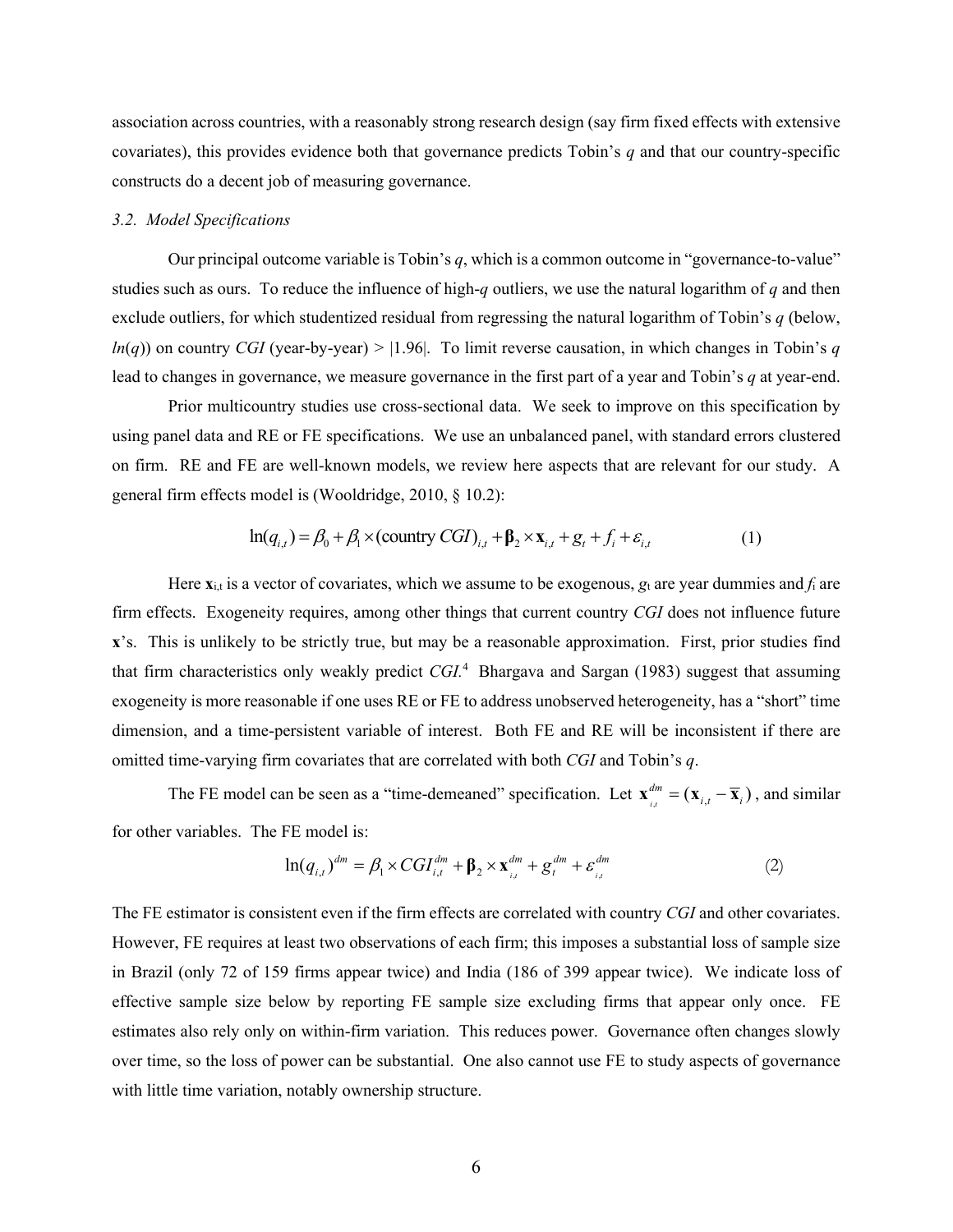association across countries, with a reasonably strong research design (say firm fixed effects with extensive covariates), this provides evidence both that governance predicts Tobin's $q$ and that our country-specific constructs do a decent job of measuring governance.

### *3.2. Model Specifications*

Our principal outcome variable is Tobin's $q$, which is a common outcome in "governance-to-value" studies such as ours. To reduce the influence of high-$q$ outliers, we use the natural logarithm of $q$ and then exclude outliers, for which studentized residual from regressing the natural logarithm of Tobin's $q$ (below, $ln(q)$) on country *CGI* (year-by-year) > |1.96|. To limit reverse causation, in which changes in Tobin's $q$ lead to changes in governance, we measure governance in the first part of a year and Tobin's $q$ at year-end.

Prior multicountry studies use cross-sectional data. We seek to improve on this specification by using panel data and RE or FE specifications. We use an unbalanced panel, with standard errors clustered on firm. RE and FE are well-known models, we review here aspects that are relevant for our study. A general firm effects model is (Wooldridge, 2010, § 10.2):

$$\ln(q_{i,t}) = \beta_0 + \beta_1 \times (\text{country } CGI)_{i,t} + \boldsymbol{\beta}_2 \times \mathbf{x}_{i,t} + g_t + f_i + \varepsilon_{i,t} \tag{1}$$

Here $\mathbf{x}_{i,t}$ is a vector of covariates, which we assume to be exogenous, $g_t$ are year dummies and $f_i$ are firm effects. Exogeneity requires, among other things that current country *CGI* does not influence future $\mathbf{x}$'s. This is unlikely to be strictly true, but may be a reasonable approximation. First, prior studies find that firm characteristics only weakly predict *CGI*.[4] Bhargava and Sargan (1983) suggest that assuming exogeneity is more reasonable if one uses RE or FE to address unobserved heterogeneity, has a "short" time dimension, and a time-persistent variable of interest. Both FE and RE will be inconsistent if there are omitted time-varying firm covariates that are correlated with both *CGI* and Tobin's $q$.

The FE model can be seen as a "time-demeaned" specification. Let $\mathbf{x}_{i,t}^{dm} = (\mathbf{x}_{i,t} - \overline{\mathbf{x}}_i)$, and similar for other variables. The FE model is:

$$\ln(q_{i,t})^{dm} = \beta_1 \times CGI_{i,t}^{dm} + \boldsymbol{\beta}_2 \times \mathbf{x}_{i,t}^{dm} + g_t^{dm} + \varepsilon_{i,t}^{dm} \tag{2}$$

The FE estimator is consistent even if the firm effects are correlated with country *CGI* and other covariates. However, FE requires at least two observations of each firm; this imposes a substantial loss of sample size in Brazil (only 72 of 159 firms appear twice) and India (186 of 399 appear twice). We indicate loss of effective sample size below by reporting FE sample size excluding firms that appear only once. FE estimates also rely only on within-firm variation. This reduces power. Governance often changes slowly over time, so the loss of power can be substantial. One also cannot use FE to study aspects of governance with little time variation, notably ownership structure.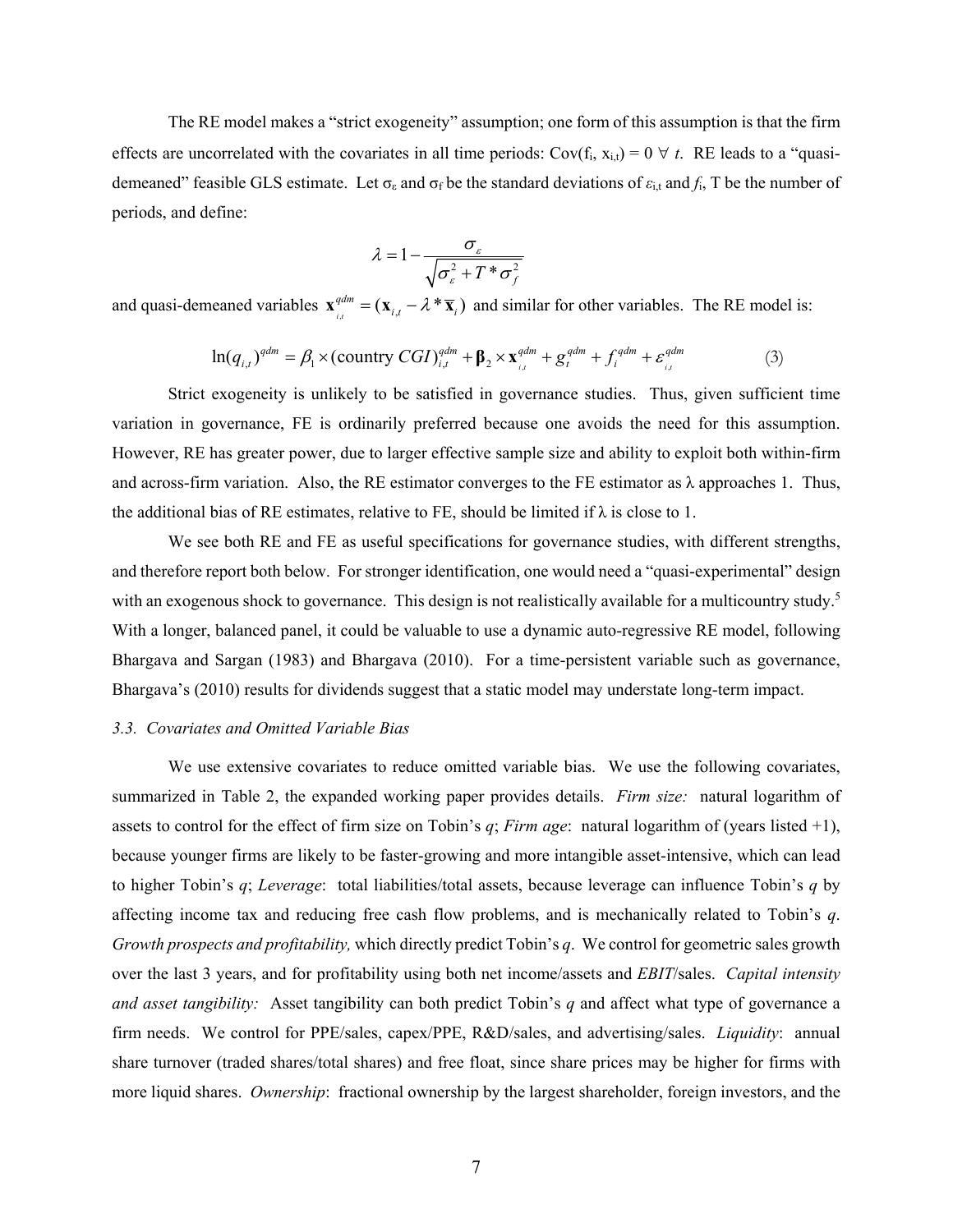The RE model makes a "strict exogeneity" assumption; one form of this assumption is that the firm effects are uncorrelated with the covariates in all time periods: $\text{Cov}(f_i, x_{i,t}) = 0 \ \forall \ t$. RE leads to a "quasi-demeaned" feasible GLS estimate. Let $\sigma_\varepsilon$ and $\sigma_f$ be the standard deviations of $\varepsilon_{i,t}$ and $f_i$, T be the number of periods, and define:

$$\lambda = 1 - \frac{\sigma_\varepsilon}{\sqrt{\sigma_\varepsilon^2 + T * \sigma_f^2}}$$

and quasi-demeaned variables $\mathbf{x}_{i,t}^{qdm} = (\mathbf{x}_{i,t} - \lambda * \overline{\mathbf{x}}_i)$ and similar for other variables. The RE model is:

$$\ln(q_{i,t})^{qdm} = \beta_1 \times (\text{country } CGI)_{i,t}^{qdm} + \boldsymbol{\beta}_2 \times \mathbf{x}_{i,t}^{qdm} + g_t^{qdm} + f_i^{qdm} + \varepsilon_{i,t}^{qdm} \tag{3}$$

Strict exogeneity is unlikely to be satisfied in governance studies. Thus, given sufficient time variation in governance, FE is ordinarily preferred because one avoids the need for this assumption. However, RE has greater power, due to larger effective sample size and ability to exploit both within-firm and across-firm variation. Also, the RE estimator converges to the FE estimator as $\lambda$ approaches 1. Thus, the additional bias of RE estimates, relative to FE, should be limited if $\lambda$ is close to 1.

We see both RE and FE as useful specifications for governance studies, with different strengths, and therefore report both below. For stronger identification, one would need a "quasi-experimental" design with an exogenous shock to governance. This design is not realistically available for a multicountry study.[5] With a longer, balanced panel, it could be valuable to use a dynamic auto-regressive RE model, following Bhargava and Sargan (1983) and Bhargava (2010). For a time-persistent variable such as governance, Bhargava's (2010) results for dividends suggest that a static model may understate long-term impact.

### *3.3. Covariates and Omitted Variable Bias*

We use extensive covariates to reduce omitted variable bias. We use the following covariates, summarized in Table 2, the expanded working paper provides details. *Firm size:* natural logarithm of assets to control for the effect of firm size on Tobin's *q*; *Firm age*: natural logarithm of (years listed +1), because younger firms are likely to be faster-growing and more intangible asset-intensive, which can lead to higher Tobin's *q*; *Leverage*: total liabilities/total assets, because leverage can influence Tobin's *q* by affecting income tax and reducing free cash flow problems, and is mechanically related to Tobin's *q*. *Growth prospects and profitability,* which directly predict Tobin's *q*. We control for geometric sales growth over the last 3 years, and for profitability using both net income/assets and *EBIT*/sales. *Capital intensity and asset tangibility:* Asset tangibility can both predict Tobin's *q* and affect what type of governance a firm needs. We control for PPE/sales, capex/PPE, R&D/sales, and advertising/sales. *Liquidity*: annual share turnover (traded shares/total shares) and free float, since share prices may be higher for firms with more liquid shares. *Ownership*: fractional ownership by the largest shareholder, foreign investors, and the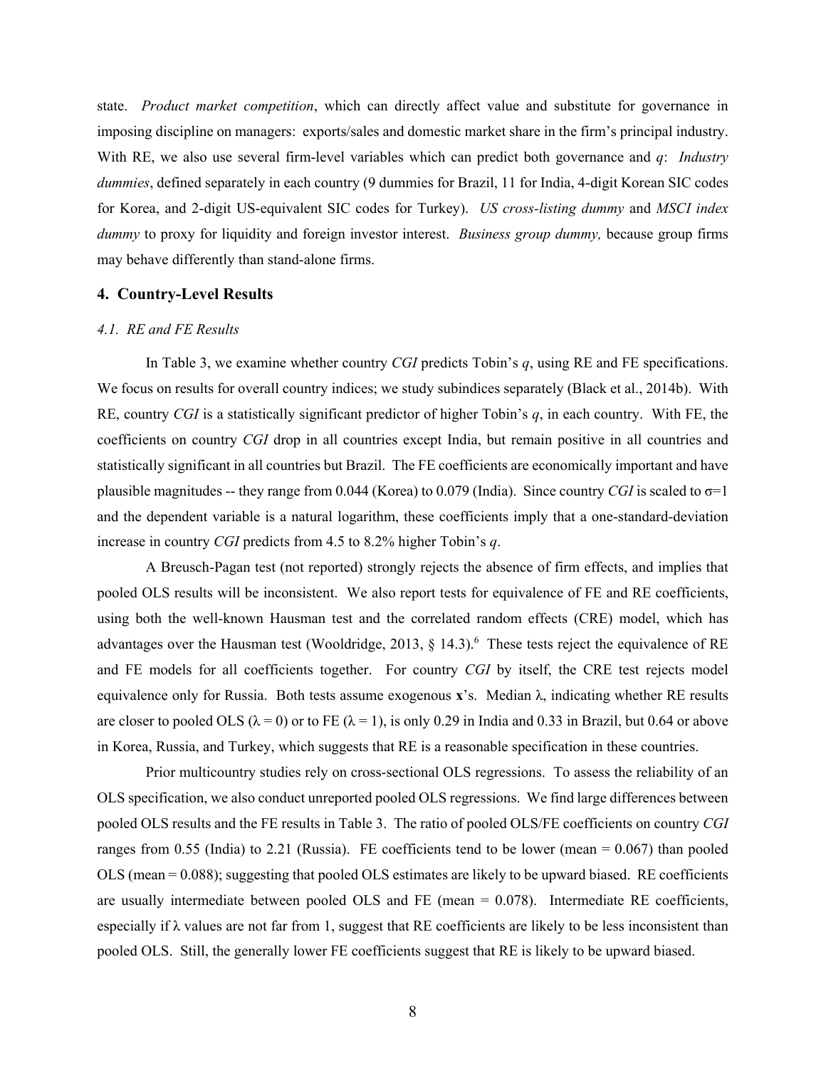state. *Product market competition*, which can directly affect value and substitute for governance in imposing discipline on managers: exports/sales and domestic market share in the firm's principal industry. With RE, we also use several firm-level variables which can predict both governance and *q*: *Industry dummies*, defined separately in each country (9 dummies for Brazil, 11 for India, 4-digit Korean SIC codes for Korea, and 2-digit US-equivalent SIC codes for Turkey). *US cross-listing dummy* and *MSCI index dummy* to proxy for liquidity and foreign investor interest. *Business group dummy,* because group firms may behave differently than stand-alone firms.

## 4. Country-Level Results

### *4.1. RE and FE Results*

In Table 3, we examine whether country *CGI* predicts Tobin's *q*, using RE and FE specifications. We focus on results for overall country indices; we study subindices separately (Black et al., 2014b). With RE, country *CGI* is a statistically significant predictor of higher Tobin's *q*, in each country. With FE, the coefficients on country *CGI* drop in all countries except India, but remain positive in all countries and statistically significant in all countries but Brazil. The FE coefficients are economically important and have plausible magnitudes -- they range from 0.044 (Korea) to 0.079 (India). Since country *CGI* is scaled to $\sigma=1$ and the dependent variable is a natural logarithm, these coefficients imply that a one-standard-deviation increase in country *CGI* predicts from 4.5 to 8.2% higher Tobin's *q*.

A Breusch-Pagan test (not reported) strongly rejects the absence of firm effects, and implies that pooled OLS results will be inconsistent. We also report tests for equivalence of FE and RE coefficients, using both the well-known Hausman test and the correlated random effects (CRE) model, which has advantages over the Hausman test (Wooldridge, 2013, § 14.3).[6] These tests reject the equivalence of RE and FE models for all coefficients together. For country *CGI* by itself, the CRE test rejects model equivalence only for Russia. Both tests assume exogenous **x**'s. Median $\lambda$, indicating whether RE results are closer to pooled OLS ($\lambda = 0$) or to FE ($\lambda = 1$), is only 0.29 in India and 0.33 in Brazil, but 0.64 or above in Korea, Russia, and Turkey, which suggests that RE is a reasonable specification in these countries.

Prior multicountry studies rely on cross-sectional OLS regressions. To assess the reliability of an OLS specification, we also conduct unreported pooled OLS regressions. We find large differences between pooled OLS results and the FE results in Table 3. The ratio of pooled OLS/FE coefficients on country *CGI* ranges from 0.55 (India) to 2.21 (Russia). FE coefficients tend to be lower (mean = 0.067) than pooled OLS (mean = 0.088); suggesting that pooled OLS estimates are likely to be upward biased. RE coefficients are usually intermediate between pooled OLS and FE (mean = 0.078). Intermediate RE coefficients, especially if $\lambda$ values are not far from 1, suggest that RE coefficients are likely to be less inconsistent than pooled OLS. Still, the generally lower FE coefficients suggest that RE is likely to be upward biased.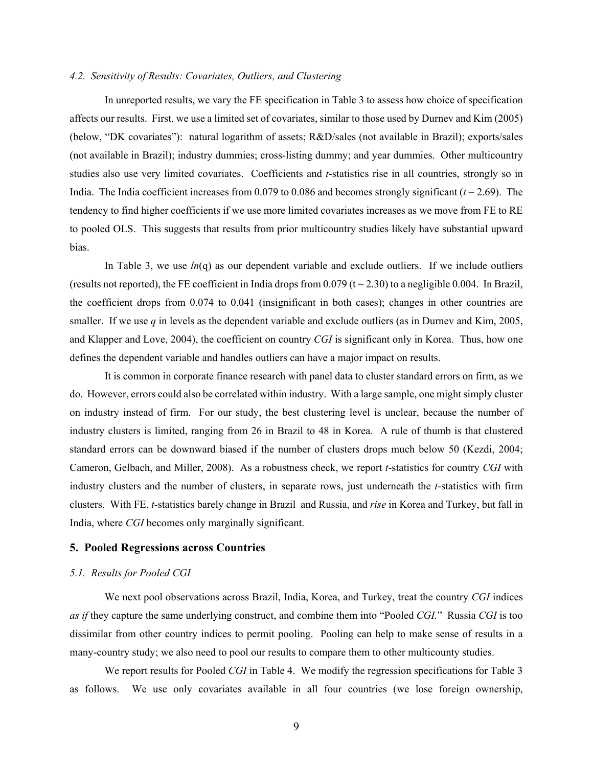### *4.2. Sensitivity of Results: Covariates, Outliers, and Clustering*

In unreported results, we vary the FE specification in Table 3 to assess how choice of specification affects our results. First, we use a limited set of covariates, similar to those used by Durnev and Kim (2005) (below, "DK covariates"): natural logarithm of assets; R&D/sales (not available in Brazil); exports/sales (not available in Brazil); industry dummies; cross-listing dummy; and year dummies. Other multicountry studies also use very limited covariates. Coefficients and *t*-statistics rise in all countries, strongly so in India. The India coefficient increases from 0.079 to 0.086 and becomes strongly significant ($t = 2.69$). The tendency to find higher coefficients if we use more limited covariates increases as we move from FE to RE to pooled OLS. This suggests that results from prior multicountry studies likely have substantial upward bias.

In Table 3, we use *ln*(q) as our dependent variable and exclude outliers. If we include outliers (results not reported), the FE coefficient in India drops from 0.079 ($t = 2.30$) to a negligible 0.004. In Brazil, the coefficient drops from 0.074 to 0.041 (insignificant in both cases); changes in other countries are smaller. If we use *q* in levels as the dependent variable and exclude outliers (as in Durnev and Kim, 2005, and Klapper and Love, 2004), the coefficient on country *CGI* is significant only in Korea. Thus, how one defines the dependent variable and handles outliers can have a major impact on results.

It is common in corporate finance research with panel data to cluster standard errors on firm, as we do. However, errors could also be correlated within industry. With a large sample, one might simply cluster on industry instead of firm. For our study, the best clustering level is unclear, because the number of industry clusters is limited, ranging from 26 in Brazil to 48 in Korea. A rule of thumb is that clustered standard errors can be downward biased if the number of clusters drops much below 50 (Kezdi, 2004; Cameron, Gelbach, and Miller, 2008). As a robustness check, we report *t*-statistics for country *CGI* with industry clusters and the number of clusters, in separate rows, just underneath the *t*-statistics with firm clusters. With FE, *t*-statistics barely change in Brazil and Russia, and *rise* in Korea and Turkey, but fall in India, where *CGI* becomes only marginally significant.

## 5. Pooled Regressions across Countries

### *5.1. Results for Pooled CGI*

We next pool observations across Brazil, India, Korea, and Turkey, treat the country *CGI* indices *as if* they capture the same underlying construct, and combine them into "Pooled *CGI*." Russia *CGI* is too dissimilar from other country indices to permit pooling. Pooling can help to make sense of results in a many-country study; we also need to pool our results to compare them to other multicounty studies.

We report results for Pooled *CGI* in Table 4. We modify the regression specifications for Table 3 as follows. We use only covariates available in all four countries (we lose foreign ownership,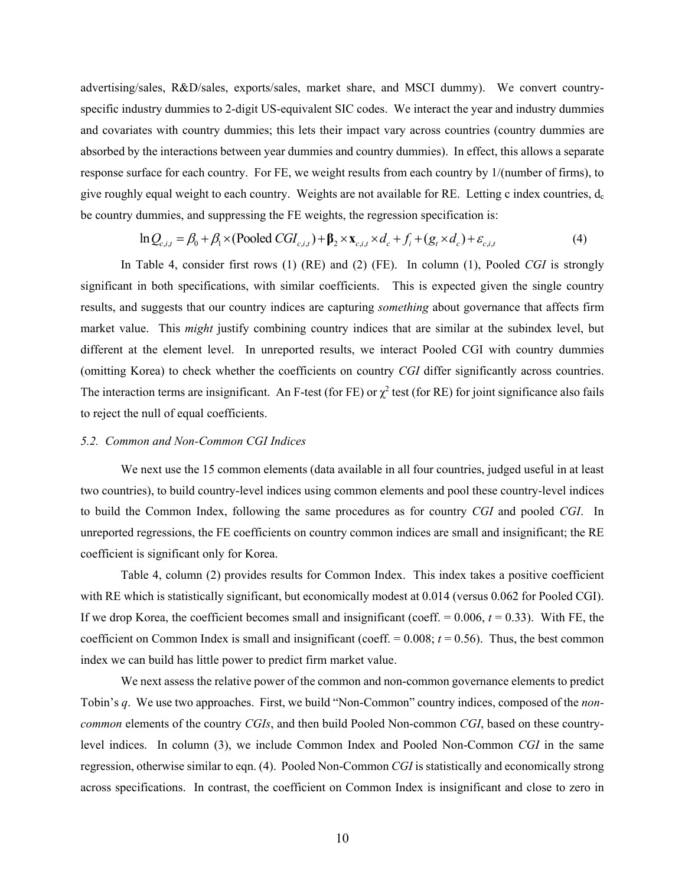advertising/sales, R&D/sales, exports/sales, market share, and MSCI dummy). We convert country-specific industry dummies to 2-digit US-equivalent SIC codes. We interact the year and industry dummies and covariates with country dummies; this lets their impact vary across countries (country dummies are absorbed by the interactions between year dummies and country dummies). In effect, this allows a separate response surface for each country. For FE, we weight results from each country by 1/(number of firms), to give roughly equal weight to each country. Weights are not available for RE. Letting c index countries, $d_c$ be country dummies, and suppressing the FE weights, the regression specification is:

$$\ln Q_{c,i,t} = \beta_0 + \beta_1 \times (\text{Pooled } CGI_{c,i,t}) + \boldsymbol{\beta}_2 \times \mathbf{x}_{c,i,t} \times d_c + f_i + (g_t \times d_c) + \varepsilon_{c,i,t} \tag{4}$$

In Table 4, consider first rows (1) (RE) and (2) (FE). In column (1), Pooled *CGI* is strongly significant in both specifications, with similar coefficients. This is expected given the single country results, and suggests that our country indices are capturing *something* about governance that affects firm market value. This *might* justify combining country indices that are similar at the subindex level, but different at the element level. In unreported results, we interact Pooled CGI with country dummies (omitting Korea) to check whether the coefficients on country *CGI* differ significantly across countries. The interaction terms are insignificant. An F-test (for FE) or $\chi^2$ test (for RE) for joint significance also fails to reject the null of equal coefficients.

*5.2. Common and Non-Common CGI Indices*

We next use the 15 common elements (data available in all four countries, judged useful in at least two countries), to build country-level indices using common elements and pool these country-level indices to build the Common Index, following the same procedures as for country *CGI* and pooled *CGI*. In unreported regressions, the FE coefficients on country common indices are small and insignificant; the RE coefficient is significant only for Korea.

Table 4, column (2) provides results for Common Index. This index takes a positive coefficient with RE which is statistically significant, but economically modest at 0.014 (versus 0.062 for Pooled CGI). If we drop Korea, the coefficient becomes small and insignificant (coeff. = 0.006, $t$ = 0.33). With FE, the coefficient on Common Index is small and insignificant (coeff. = 0.008; $t$ = 0.56). Thus, the best common index we can build has little power to predict firm market value.

We next assess the relative power of the common and non-common governance elements to predict Tobin's $q$. We use two approaches. First, we build "Non-Common" country indices, composed of the *non-common* elements of the country *CGIs*, and then build Pooled Non-common *CGI*, based on these country-level indices. In column (3), we include Common Index and Pooled Non-Common *CGI* in the same regression, otherwise similar to eqn. (4). Pooled Non-Common *CGI* is statistically and economically strong across specifications. In contrast, the coefficient on Common Index is insignificant and close to zero in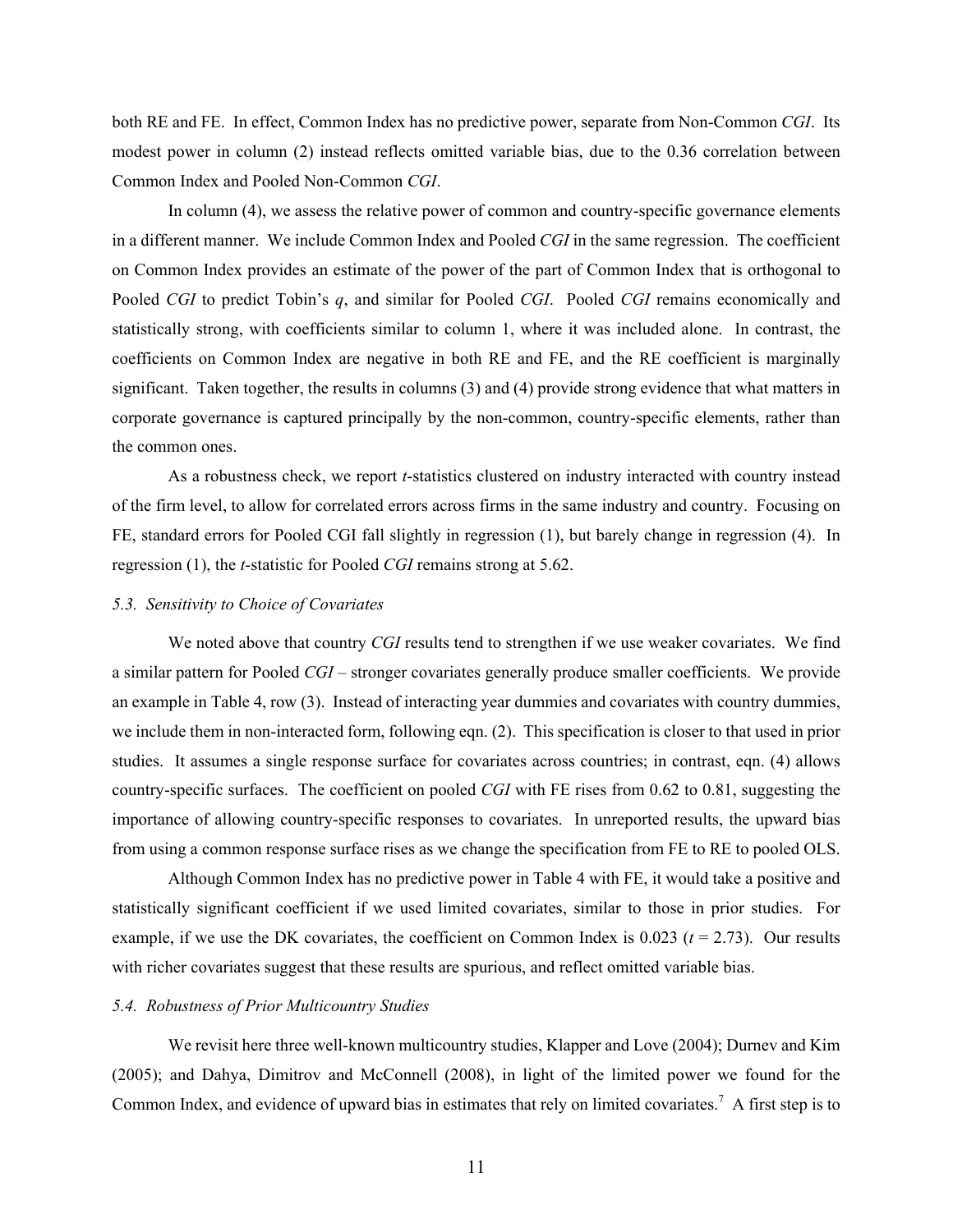both RE and FE. In effect, Common Index has no predictive power, separate from Non-Common *CGI*. Its modest power in column (2) instead reflects omitted variable bias, due to the 0.36 correlation between Common Index and Pooled Non-Common *CGI*.

In column (4), we assess the relative power of common and country-specific governance elements in a different manner. We include Common Index and Pooled *CGI* in the same regression. The coefficient on Common Index provides an estimate of the power of the part of Common Index that is orthogonal to Pooled *CGI* to predict Tobin's *q*, and similar for Pooled *CGI*. Pooled *CGI* remains economically and statistically strong, with coefficients similar to column 1, where it was included alone. In contrast, the coefficients on Common Index are negative in both RE and FE, and the RE coefficient is marginally significant. Taken together, the results in columns (3) and (4) provide strong evidence that what matters in corporate governance is captured principally by the non-common, country-specific elements, rather than the common ones.

As a robustness check, we report *t*-statistics clustered on industry interacted with country instead of the firm level, to allow for correlated errors across firms in the same industry and country. Focusing on FE, standard errors for Pooled CGI fall slightly in regression (1), but barely change in regression (4). In regression (1), the *t*-statistic for Pooled *CGI* remains strong at 5.62.

### *5.3. Sensitivity to Choice of Covariates*

We noted above that country *CGI* results tend to strengthen if we use weaker covariates. We find a similar pattern for Pooled *CGI* – stronger covariates generally produce smaller coefficients. We provide an example in Table 4, row (3). Instead of interacting year dummies and covariates with country dummies, we include them in non-interacted form, following eqn. (2). This specification is closer to that used in prior studies. It assumes a single response surface for covariates across countries; in contrast, eqn. (4) allows country-specific surfaces. The coefficient on pooled *CGI* with FE rises from 0.62 to 0.81, suggesting the importance of allowing country-specific responses to covariates. In unreported results, the upward bias from using a common response surface rises as we change the specification from FE to RE to pooled OLS.

Although Common Index has no predictive power in Table 4 with FE, it would take a positive and statistically significant coefficient if we used limited covariates, similar to those in prior studies. For example, if we use the DK covariates, the coefficient on Common Index is 0.023 ($t = 2.73$). Our results with richer covariates suggest that these results are spurious, and reflect omitted variable bias.

### *5.4. Robustness of Prior Multicountry Studies*

We revisit here three well-known multicountry studies, Klapper and Love (2004); Durnev and Kim (2005); and Dahya, Dimitrov and McConnell (2008), in light of the limited power we found for the Common Index, and evidence of upward bias in estimates that rely on limited covariates.[7] A first step is to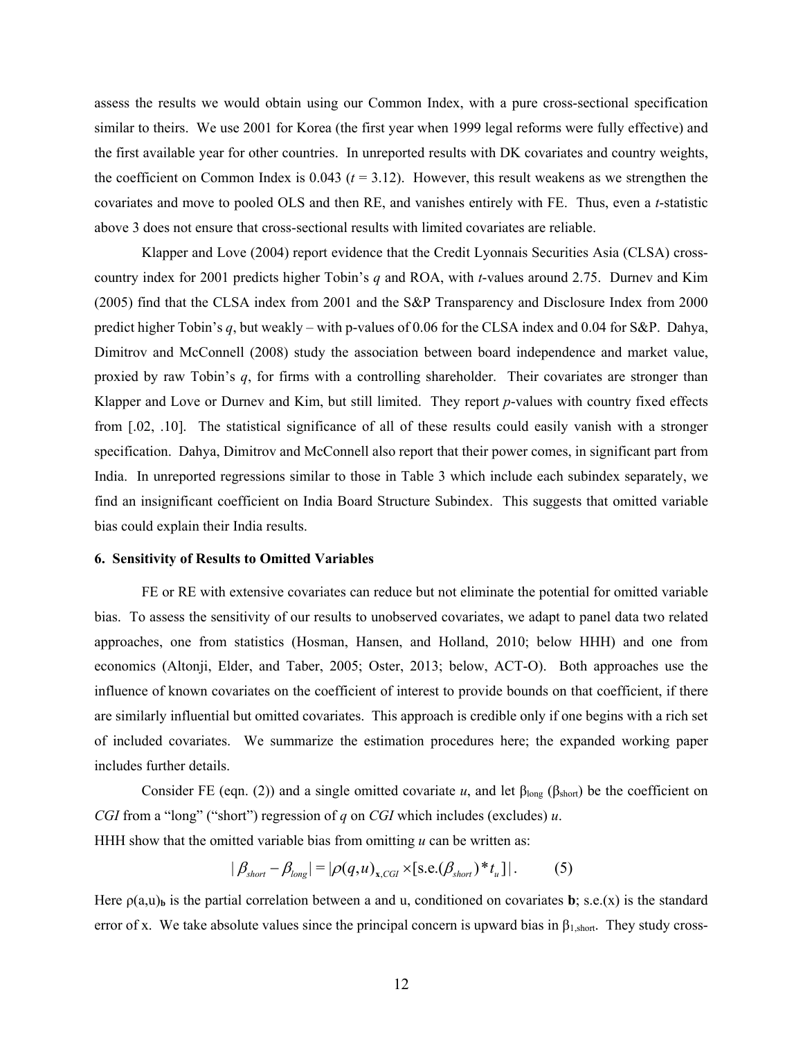assess the results we would obtain using our Common Index, with a pure cross-sectional specification similar to theirs. We use 2001 for Korea (the first year when 1999 legal reforms were fully effective) and the first available year for other countries. In unreported results with DK covariates and country weights, the coefficient on Common Index is 0.043 ($t$ = 3.12). However, this result weakens as we strengthen the covariates and move to pooled OLS and then RE, and vanishes entirely with FE. Thus, even a $t$-statistic above 3 does not ensure that cross-sectional results with limited covariates are reliable.

Klapper and Love (2004) report evidence that the Credit Lyonnais Securities Asia (CLSA) cross-country index for 2001 predicts higher Tobin's $q$ and ROA, with $t$-values around 2.75. Durnev and Kim (2005) find that the CLSA index from 2001 and the S&P Transparency and Disclosure Index from 2000 predict higher Tobin's $q$, but weakly – with p-values of 0.06 for the CLSA index and 0.04 for S&P. Dahya, Dimitrov and McConnell (2008) study the association between board independence and market value, proxied by raw Tobin's $q$, for firms with a controlling shareholder. Their covariates are stronger than Klapper and Love or Durnev and Kim, but still limited. They report $p$-values with country fixed effects from [.02, .10]. The statistical significance of all of these results could easily vanish with a stronger specification. Dahya, Dimitrov and McConnell also report that their power comes, in significant part from India. In unreported regressions similar to those in Table 3 which include each subindex separately, we find an insignificant coefficient on India Board Structure Subindex. This suggests that omitted variable bias could explain their India results.

### 6. Sensitivity of Results to Omitted Variables

FE or RE with extensive covariates can reduce but not eliminate the potential for omitted variable bias. To assess the sensitivity of our results to unobserved covariates, we adapt to panel data two related approaches, one from statistics (Hosman, Hansen, and Holland, 2010; below HHH) and one from economics (Altonji, Elder, and Taber, 2005; Oster, 2013; below, ACT-O). Both approaches use the influence of known covariates on the coefficient of interest to provide bounds on that coefficient, if there are similarly influential but omitted covariates. This approach is credible only if one begins with a rich set of included covariates. We summarize the estimation procedures here; the expanded working paper includes further details.

Consider FE (eqn. (2)) and a single omitted covariate $u$, and let $\beta_{long}$ ($\beta_{short}$) be the coefficient on *CGI* from a "long" ("short") regression of $q$ on *CGI* which includes (excludes) $u$.

HHH show that the omitted variable bias from omitting $u$ can be written as:

$$|\beta_{short} - \beta_{long}| = |\rho(q,u)_{\mathbf{x},CGI} \times [\text{s.e.}(\beta_{short}) * t_u]|. \qquad (5)$$

Here $\rho(a,u)_{\mathbf{b}}$ is the partial correlation between a and u, conditioned on covariates **b**; s.e.(x) is the standard error of x. We take absolute values since the principal concern is upward bias in $\beta_{1,short}$. They study cross-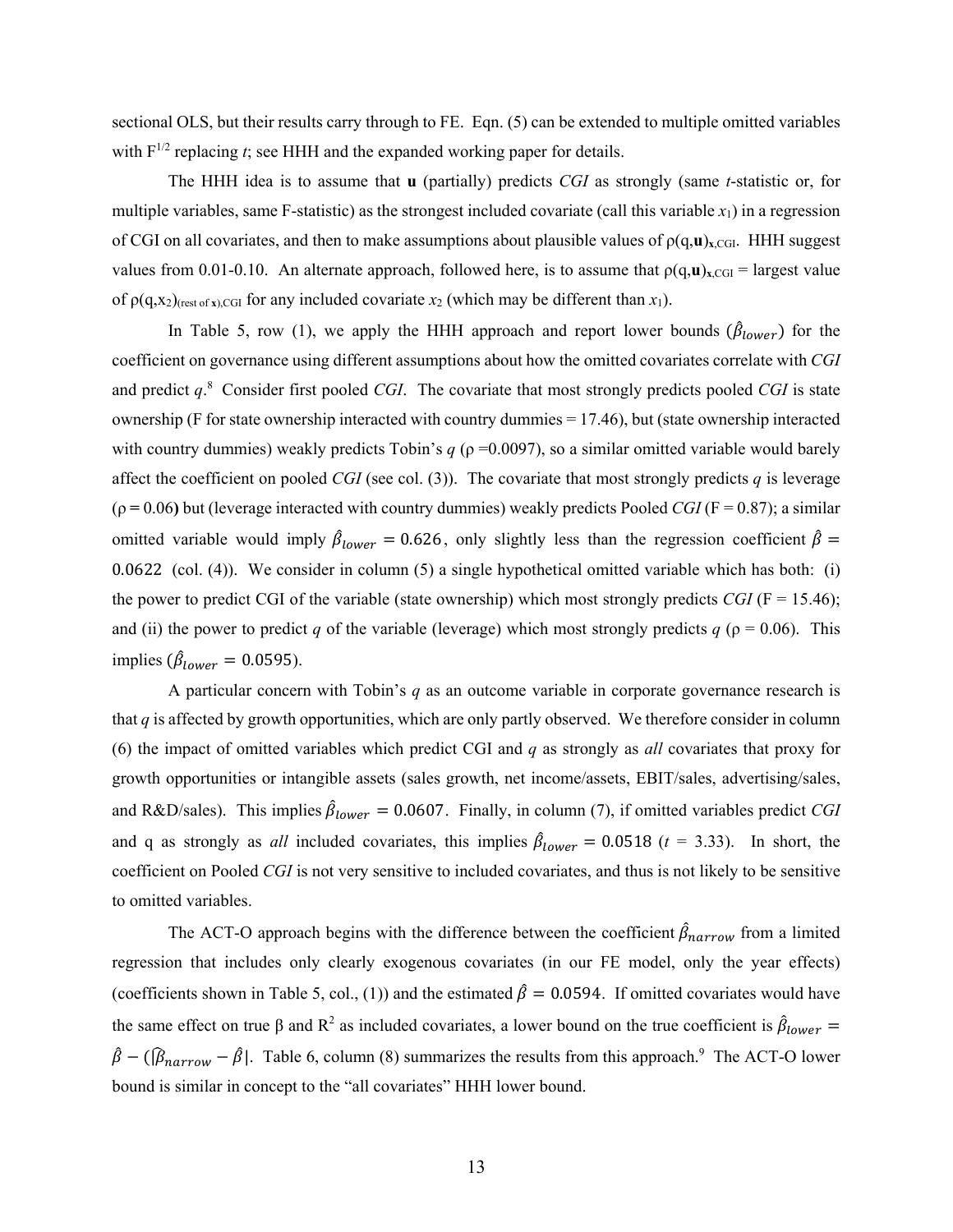sectional OLS, but their results carry through to FE. Eqn. (5) can be extended to multiple omitted variables with $F^{1/2}$ replacing $t$; see HHH and the expanded working paper for details.

The HHH idea is to assume that **u** (partially) predicts *CGI* as strongly (same $t$-statistic or, for multiple variables, same F-statistic) as the strongest included covariate (call this variable $x_1$) in a regression of CGI on all covariates, and then to make assumptions about plausible values of $\rho(q,\mathbf{u})_{\mathbf{x},CGI}$. HHH suggest values from 0.01-0.10. An alternate approach, followed here, is to assume that $\rho(q,\mathbf{u})_{\mathbf{x},CGI}$ = largest value of $\rho(q,x_2)_{(\text{rest of } \mathbf{x}),CGI}$ for any included covariate $x_2$ (which may be different than $x_1$).

In Table 5, row (1), we apply the HHH approach and report lower bounds ($\hat{\beta}_{lower}$) for the coefficient on governance using different assumptions about how the omitted covariates correlate with *CGI* and predict $q$.[8] Consider first pooled *CGI*. The covariate that most strongly predicts pooled *CGI* is state ownership (F for state ownership interacted with country dummies = 17.46), but (state ownership interacted with country dummies) weakly predicts Tobin's $q$ ($\rho$ =0.0097), so a similar omitted variable would barely affect the coefficient on pooled *CGI* (see col. (3)). The covariate that most strongly predicts $q$ is leverage ($\rho$ = 0.06) but (leverage interacted with country dummies) weakly predicts Pooled *CGI* (F = 0.87); a similar omitted variable would imply $\hat{\beta}_{lower} = 0.626$, only slightly less than the regression coefficient $\hat{\beta} = 0.0622$ (col. (4)). We consider in column (5) a single hypothetical omitted variable which has both: (i) the power to predict CGI of the variable (state ownership) which most strongly predicts *CGI* (F = 15.46); and (ii) the power to predict $q$ of the variable (leverage) which most strongly predicts $q$ ($\rho$ = 0.06). This implies ($\hat{\beta}_{lower} = 0.0595$).

A particular concern with Tobin's $q$ as an outcome variable in corporate governance research is that $q$ is affected by growth opportunities, which are only partly observed. We therefore consider in column (6) the impact of omitted variables which predict CGI and $q$ as strongly as *all* covariates that proxy for growth opportunities or intangible assets (sales growth, net income/assets, EBIT/sales, advertising/sales, and R&D/sales). This implies $\hat{\beta}_{lower} = 0.0607$. Finally, in column (7), if omitted variables predict *CGI* and q as strongly as *all* included covariates, this implies $\hat{\beta}_{lower} = 0.0518$ ($t$ = 3.33). In short, the coefficient on Pooled *CGI* is not very sensitive to included covariates, and thus is not likely to be sensitive to omitted variables.

The ACT-O approach begins with the difference between the coefficient $\hat{\beta}_{narrow}$ from a limited regression that includes only clearly exogenous covariates (in our FE model, only the year effects) (coefficients shown in Table 5, col., (1)) and the estimated $\hat{\beta} = 0.0594$. If omitted covariates would have the same effect on true β and $R^2$ as included covariates, a lower bound on the true coefficient is $\hat{\beta}_{lower} = \hat{\beta} - (|\hat{\beta}_{narrow} - \hat{\beta}|$. Table 6, column (8) summarizes the results from this approach.[9] The ACT-O lower bound is similar in concept to the "all covariates" HHH lower bound.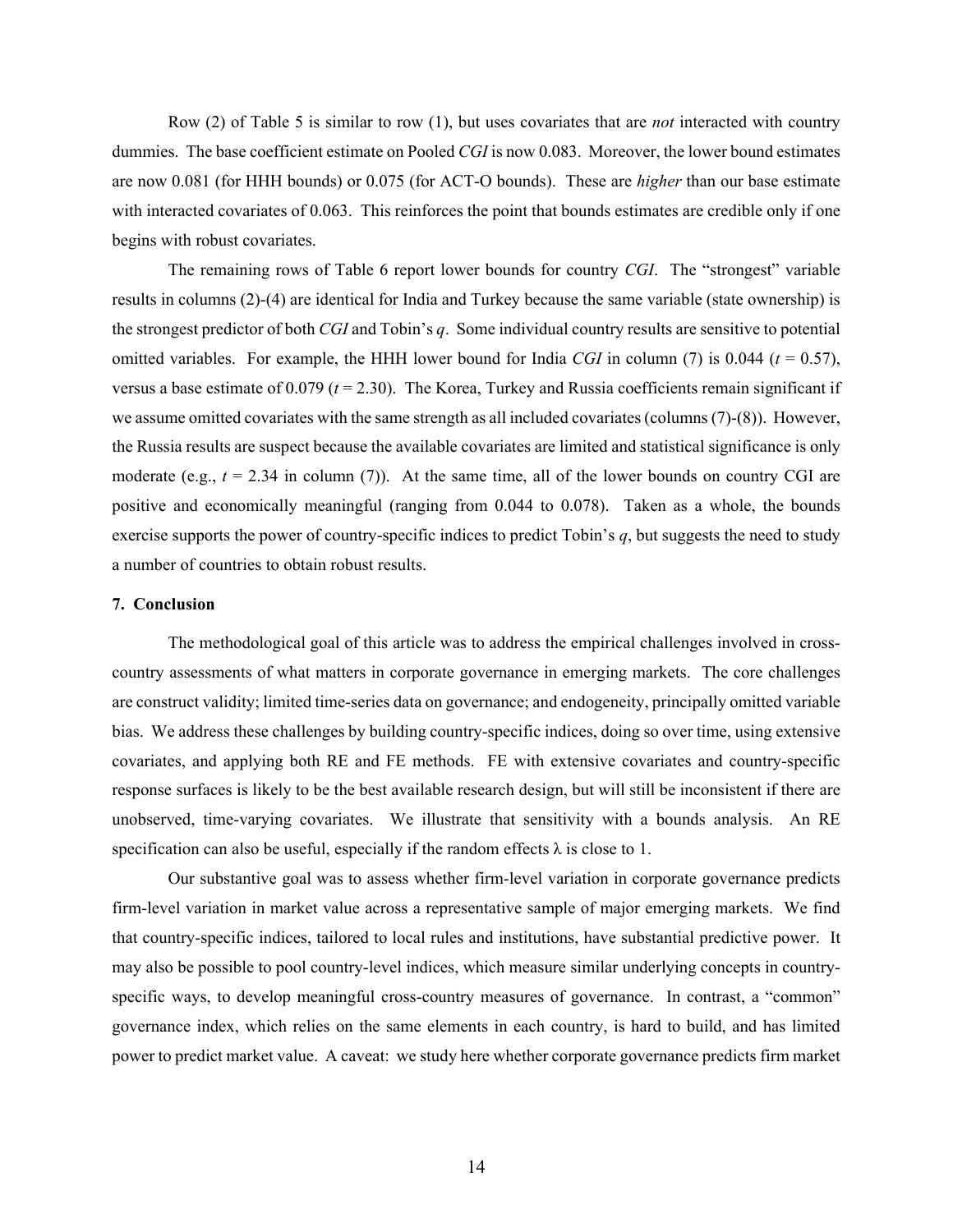Row (2) of Table 5 is similar to row (1), but uses covariates that are *not* interacted with country dummies. The base coefficient estimate on Pooled *CGI* is now 0.083. Moreover, the lower bound estimates are now 0.081 (for HHH bounds) or 0.075 (for ACT-O bounds). These are *higher* than our base estimate with interacted covariates of 0.063. This reinforces the point that bounds estimates are credible only if one begins with robust covariates.

The remaining rows of Table 6 report lower bounds for country *CGI*. The "strongest" variable results in columns (2)-(4) are identical for India and Turkey because the same variable (state ownership) is the strongest predictor of both *CGI* and Tobin's *q*. Some individual country results are sensitive to potential omitted variables. For example, the HHH lower bound for India *CGI* in column (7) is 0.044 ($t$ = 0.57), versus a base estimate of 0.079 ($t$ = 2.30). The Korea, Turkey and Russia coefficients remain significant if we assume omitted covariates with the same strength as all included covariates (columns (7)-(8)). However, the Russia results are suspect because the available covariates are limited and statistical significance is only moderate (e.g., $t$ = 2.34 in column (7)). At the same time, all of the lower bounds on country CGI are positive and economically meaningful (ranging from 0.044 to 0.078). Taken as a whole, the bounds exercise supports the power of country-specific indices to predict Tobin's *q*, but suggests the need to study a number of countries to obtain robust results.

## 7. Conclusion

The methodological goal of this article was to address the empirical challenges involved in cross-country assessments of what matters in corporate governance in emerging markets. The core challenges are construct validity; limited time-series data on governance; and endogeneity, principally omitted variable bias. We address these challenges by building country-specific indices, doing so over time, using extensive covariates, and applying both RE and FE methods. FE with extensive covariates and country-specific response surfaces is likely to be the best available research design, but will still be inconsistent if there are unobserved, time-varying covariates. We illustrate that sensitivity with a bounds analysis. An RE specification can also be useful, especially if the random effects $\lambda$ is close to 1.

Our substantive goal was to assess whether firm-level variation in corporate governance predicts firm-level variation in market value across a representative sample of major emerging markets. We find that country-specific indices, tailored to local rules and institutions, have substantial predictive power. It may also be possible to pool country-level indices, which measure similar underlying concepts in country-specific ways, to develop meaningful cross-country measures of governance. In contrast, a "common" governance index, which relies on the same elements in each country, is hard to build, and has limited power to predict market value. A caveat: we study here whether corporate governance predicts firm market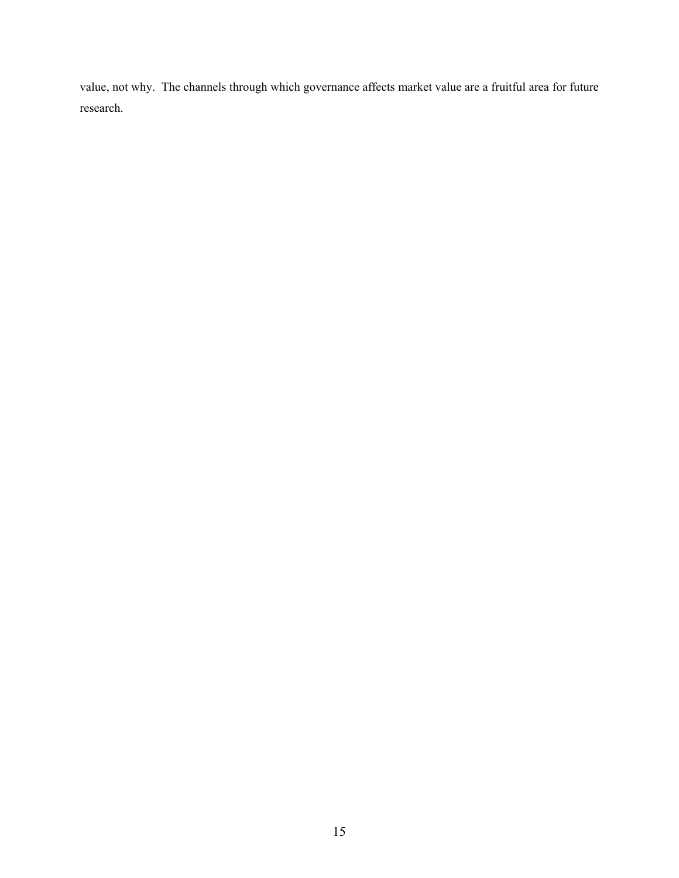value, not why. The channels through which governance affects market value are a fruitful area for future research.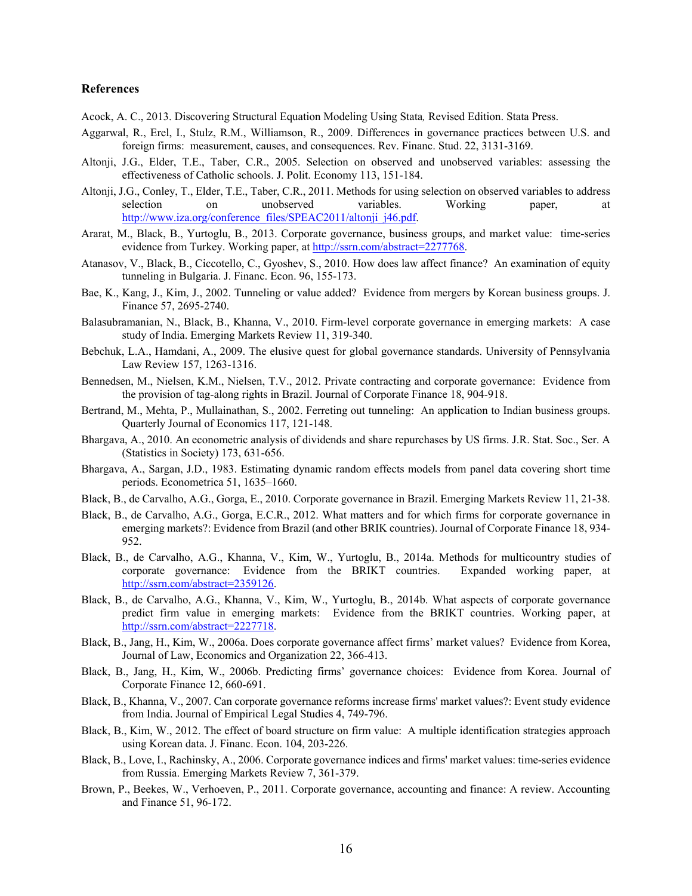## References

Acock, A. C., 2013. Discovering Structural Equation Modeling Using Stata*,* Revised Edition. Stata Press.

Aggarwal, R., Erel, I., Stulz, R.M., Williamson, R., 2009. Differences in governance practices between U.S. and foreign firms: measurement, causes, and consequences. Rev. Financ. Stud. 22, 3131-3169.

Altonji, J.G., Elder, T.E., Taber, C.R., 2005. Selection on observed and unobserved variables: assessing the effectiveness of Catholic schools. J. Polit. Economy 113, 151-184.

Altonji, J.G., Conley, T., Elder, T.E., Taber, C.R., 2011. Methods for using selection on observed variables to address selection on unobserved variables. Working paper, at http://www.iza.org/conference_files/SPEAC2011/altonji_j46.pdf.

Ararat, M., Black, B., Yurtoglu, B., 2013. Corporate governance, business groups, and market value: time-series evidence from Turkey. Working paper, at http://ssrn.com/abstract=2277768.

Atanasov, V., Black, B., Ciccotello, C., Gyoshev, S., 2010. How does law affect finance? An examination of equity tunneling in Bulgaria. J. Financ. Econ. 96, 155-173.

Bae, K., Kang, J., Kim, J., 2002. Tunneling or value added? Evidence from mergers by Korean business groups. J. Finance 57, 2695-2740.

Balasubramanian, N., Black, B., Khanna, V., 2010. Firm-level corporate governance in emerging markets: A case study of India. Emerging Markets Review 11, 319-340.

Bebchuk, L.A., Hamdani, A., 2009. The elusive quest for global governance standards. University of Pennsylvania Law Review 157, 1263-1316.

Bennedsen, M., Nielsen, K.M., Nielsen, T.V., 2012. Private contracting and corporate governance: Evidence from the provision of tag-along rights in Brazil. Journal of Corporate Finance 18, 904-918.

Bertrand, M., Mehta, P., Mullainathan, S., 2002. Ferreting out tunneling: An application to Indian business groups. Quarterly Journal of Economics 117, 121-148.

Bhargava, A., 2010. An econometric analysis of dividends and share repurchases by US firms. J.R. Stat. Soc., Ser. A (Statistics in Society) 173, 631-656.

Bhargava, A., Sargan, J.D., 1983. Estimating dynamic random effects models from panel data covering short time periods. Econometrica 51, 1635–1660.

Black, B., de Carvalho, A.G., Gorga, E., 2010. Corporate governance in Brazil. Emerging Markets Review 11, 21-38.

Black, B., de Carvalho, A.G., Gorga, E.C.R., 2012. What matters and for which firms for corporate governance in emerging markets?: Evidence from Brazil (and other BRIK countries). Journal of Corporate Finance 18, 934-952.

Black, B., de Carvalho, A.G., Khanna, V., Kim, W., Yurtoglu, B., 2014a. Methods for multicountry studies of corporate governance: Evidence from the BRIKT countries. Expanded working paper, at http://ssrn.com/abstract=2359126.

Black, B., de Carvalho, A.G., Khanna, V., Kim, W., Yurtoglu, B., 2014b. What aspects of corporate governance predict firm value in emerging markets: Evidence from the BRIKT countries. Working paper, at http://ssrn.com/abstract=2227718.

Black, B., Jang, H., Kim, W., 2006a. Does corporate governance affect firms' market values? Evidence from Korea, Journal of Law, Economics and Organization 22, 366-413.

Black, B., Jang, H., Kim, W., 2006b. Predicting firms' governance choices: Evidence from Korea. Journal of Corporate Finance 12, 660-691.

Black, B., Khanna, V., 2007. Can corporate governance reforms increase firms' market values?: Event study evidence from India. Journal of Empirical Legal Studies 4, 749-796.

Black, B., Kim, W., 2012. The effect of board structure on firm value: A multiple identification strategies approach using Korean data. J. Financ. Econ. 104, 203-226.

Black, B., Love, I., Rachinsky, A., 2006. Corporate governance indices and firms' market values: time-series evidence from Russia. Emerging Markets Review 7, 361-379.

Brown, P., Beekes, W., Verhoeven, P., 2011. Corporate governance, accounting and finance: A review. Accounting and Finance 51, 96-172.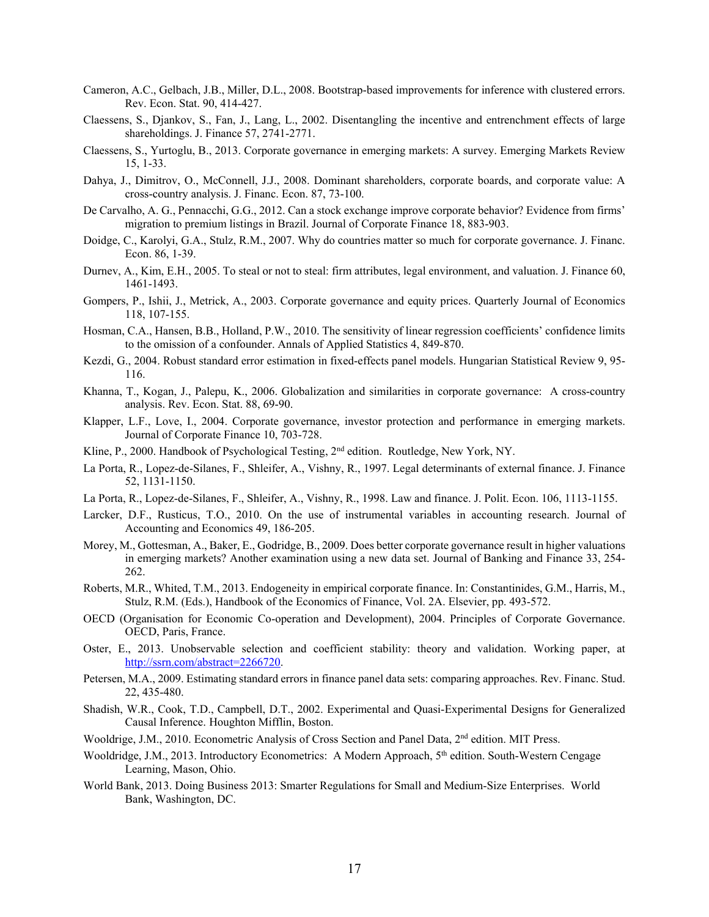Cameron, A.C., Gelbach, J.B., Miller, D.L., 2008. Bootstrap-based improvements for inference with clustered errors. Rev. Econ. Stat. 90, 414-427.

Claessens, S., Djankov, S., Fan, J., Lang, L., 2002. Disentangling the incentive and entrenchment effects of large shareholdings. J. Finance 57, 2741-2771.

Claessens, S., Yurtoglu, B., 2013. Corporate governance in emerging markets: A survey. Emerging Markets Review 15, 1-33.

Dahya, J., Dimitrov, O., McConnell, J.J., 2008. Dominant shareholders, corporate boards, and corporate value: A cross-country analysis. J. Financ. Econ. 87, 73-100.

De Carvalho, A. G., Pennacchi, G.G., 2012. Can a stock exchange improve corporate behavior? Evidence from firms' migration to premium listings in Brazil. Journal of Corporate Finance 18, 883-903.

Doidge, C., Karolyi, G.A., Stulz, R.M., 2007. Why do countries matter so much for corporate governance. J. Financ. Econ. 86, 1-39.

Durnev, A., Kim, E.H., 2005. To steal or not to steal: firm attributes, legal environment, and valuation. J. Finance 60, 1461-1493.

Gompers, P., Ishii, J., Metrick, A., 2003. Corporate governance and equity prices. Quarterly Journal of Economics 118, 107-155.

Hosman, C.A., Hansen, B.B., Holland, P.W., 2010. The sensitivity of linear regression coefficients' confidence limits to the omission of a confounder. Annals of Applied Statistics 4, 849-870.

Kezdi, G., 2004. Robust standard error estimation in fixed-effects panel models. Hungarian Statistical Review 9, 95-116.

Khanna, T., Kogan, J., Palepu, K., 2006. Globalization and similarities in corporate governance: A cross-country analysis. Rev. Econ. Stat. 88, 69-90.

Klapper, L.F., Love, I., 2004. Corporate governance, investor protection and performance in emerging markets. Journal of Corporate Finance 10, 703-728.

Kline, P., 2000. Handbook of Psychological Testing, 2nd edition. Routledge, New York, NY.

La Porta, R., Lopez-de-Silanes, F., Shleifer, A., Vishny, R., 1997. Legal determinants of external finance. J. Finance 52, 1131-1150.

La Porta, R., Lopez-de-Silanes, F., Shleifer, A., Vishny, R., 1998. Law and finance. J. Polit. Econ. 106, 1113-1155.

Larcker, D.F., Rusticus, T.O., 2010. On the use of instrumental variables in accounting research. Journal of Accounting and Economics 49, 186-205.

Morey, M., Gottesman, A., Baker, E., Godridge, B., 2009. Does better corporate governance result in higher valuations in emerging markets? Another examination using a new data set. Journal of Banking and Finance 33, 254-262.

Roberts, M.R., Whited, T.M., 2013. Endogeneity in empirical corporate finance. In: Constantinides, G.M., Harris, M., Stulz, R.M. (Eds.), Handbook of the Economics of Finance, Vol. 2A. Elsevier, pp. 493-572.

OECD (Organisation for Economic Co-operation and Development), 2004. Principles of Corporate Governance. OECD, Paris, France.

Oster, E., 2013. Unobservable selection and coefficient stability: theory and validation. Working paper, at http://ssrn.com/abstract=2266720.

Petersen, M.A., 2009. Estimating standard errors in finance panel data sets: comparing approaches. Rev. Financ. Stud. 22, 435-480.

Shadish, W.R., Cook, T.D., Campbell, D.T., 2002. Experimental and Quasi-Experimental Designs for Generalized Causal Inference. Houghton Mifflin, Boston.

Wooldrige, J.M., 2010. Econometric Analysis of Cross Section and Panel Data, 2nd edition. MIT Press.

Wooldridge, J.M., 2013. Introductory Econometrics: A Modern Approach, 5th edition. South-Western Cengage Learning, Mason, Ohio.

World Bank, 2013. Doing Business 2013: Smarter Regulations for Small and Medium-Size Enterprises. World Bank, Washington, DC.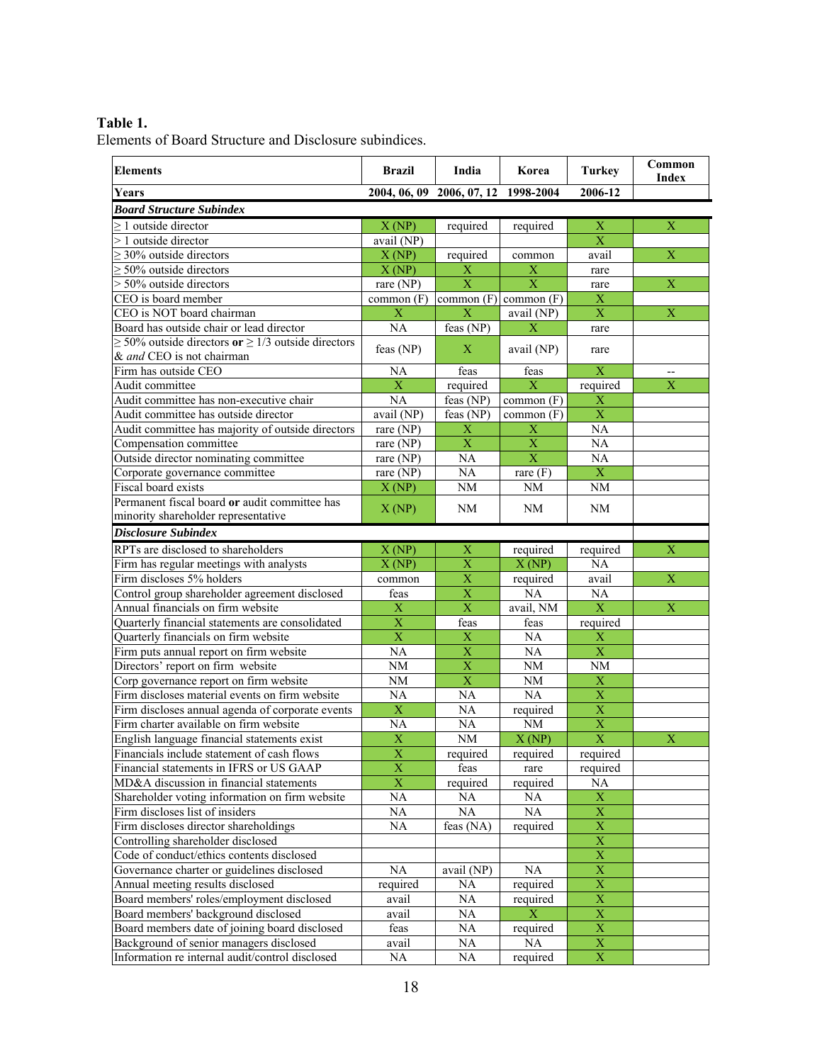**Table 1.**
Elements of Board Structure and Disclosure subindices.

| Elements | Brazil | India | Korea | Turkey | Common Index |
|---|---|---|---|---|---|
| **Years** | **2004, 06, 09** | **2006, 07, 12** | **1998-2004** | **2006-12** | |
| ***Board Structure Subindex*** | | | | | |
| ≥ 1 outside director | X (NP) | required | required | X | X |
| > 1 outside director | avail (NP) | | | X | |
| ≥ 30% outside directors | X (NP) | required | common | avail | X |
| ≥ 50% outside directors | X (NP) | X | X | rare | |
| > 50% outside directors | rare (NP) | X | X | rare | X |
| CEO is board member | common (F) | common (F) | common (F) | X | |
| CEO is NOT board chairman | X | X | avail (NP) | X | X |
| Board has outside chair or lead director | NA | feas (NP) | X | rare | |
| ≥ 50% outside directors **or** ≥ 1/3 outside directors & *and* CEO is not chairman | feas (NP) | X | avail (NP) | rare | |
| Firm has outside CEO | NA | feas | feas | X | -- |
| Audit committee | X | required | X | required | X |
| Audit committee has non-executive chair | NA | feas (NP) | common (F) | X | |
| Audit committee has outside director | avail (NP) | feas (NP) | common (F) | X | |
| Audit committee has majority of outside directors | rare (NP) | X | X | NA | |
| Compensation committee | rare (NP) | X | X | NA | |
| Outside director nominating committee | rare (NP) | NA | X | NA | |
| Corporate governance committee | rare (NP) | NA | rare (F) | X | |
| Fiscal board exists | X (NP) | NM | NM | NM | |
| Permanent fiscal board **or** audit committee has minority shareholder representative | X (NP) | NM | NM | NM | |
| ***Disclosure Subindex*** | | | | | |
| RPTs are disclosed to shareholders | X (NP) | X | required | required | X |
| Firm has regular meetings with analysts | X (NP) | X | X (NP) | NA | |
| Firm discloses 5% holders | common | X | required | avail | X |
| Control group shareholder agreement disclosed | feas | X | NA | NA | |
| Annual financials on firm website | X | X | avail, NM | X | X |
| Quarterly financial statements are consolidated | X | feas | feas | required | |
| Quarterly financials on firm website | X | X | NA | X | |
| Firm puts annual report on firm website | NA | X | NA | X | |
| Directors' report on firm website | NM | X | NM | NM | |
| Corp governance report on firm website | NM | X | NM | X | |
| Firm discloses material events on firm website | NA | NA | NA | X | |
| Firm discloses annual agenda of corporate events | X | NA | required | X | |
| Firm charter available on firm website | NA | NA | NM | X | |
| English language financial statements exist | X | NM | X (NP) | X | X |
| Financials include statement of cash flows | X | required | required | required | |
| Financial statements in IFRS or US GAAP | X | feas | rare | required | |
| MD&A discussion in financial statements | X | required | required | NA | |
| Shareholder voting information on firm website | NA | NA | NA | X | |
| Firm discloses list of insiders | NA | NA | NA | X | |
| Firm discloses director shareholdings | NA | feas (NA) | required | X | |
| Controlling shareholder disclosed | | | | X | |
| Code of conduct/ethics contents disclosed | | | | X | |
| Governance charter or guidelines disclosed | NA | avail (NP) | NA | X | |
| Annual meeting results disclosed | required | NA | required | X | |
| Board members' roles/employment disclosed | avail | NA | required | X | |
| Board members' background disclosed | avail | NA | X | X | |
| Board members date of joining board disclosed | feas | NA | required | X | |
| Background of senior managers disclosed | avail | NA | NA | X | |
| Information re internal audit/control disclosed | NA | NA | required | X | |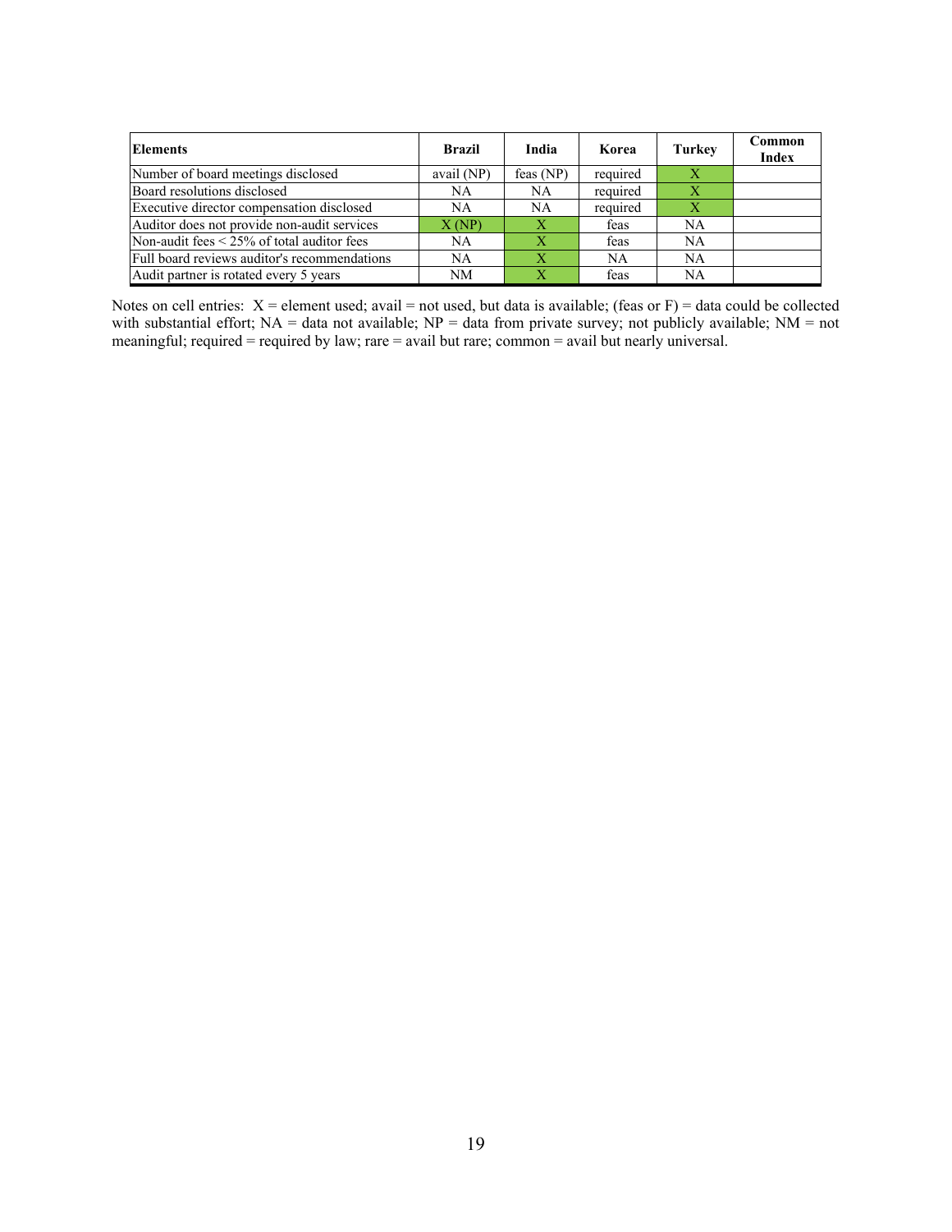| Elements | Brazil | India | Korea | Turkey | Common Index |
|---|---|---|---|---|---|
| Number of board meetings disclosed | avail (NP) | feas (NP) | required | X | |
| Board resolutions disclosed | NA | NA | required | X | |
| Executive director compensation disclosed | NA | NA | required | X | |
| Auditor does not provide non-audit services | X (NP) | X | feas | NA | |
| Non-audit fees < 25% of total auditor fees | NA | X | feas | NA | |
| Full board reviews auditor's recommendations | NA | X | NA | NA | |
| Audit partner is rotated every 5 years | NM | X | feas | NA | |

Notes on cell entries: X = element used; avail = not used, but data is available; (feas or F) = data could be collected with substantial effort; NA = data not available; NP = data from private survey; not publicly available; NM = not meaningful; required = required by law; rare = avail but rare; common = avail but nearly universal.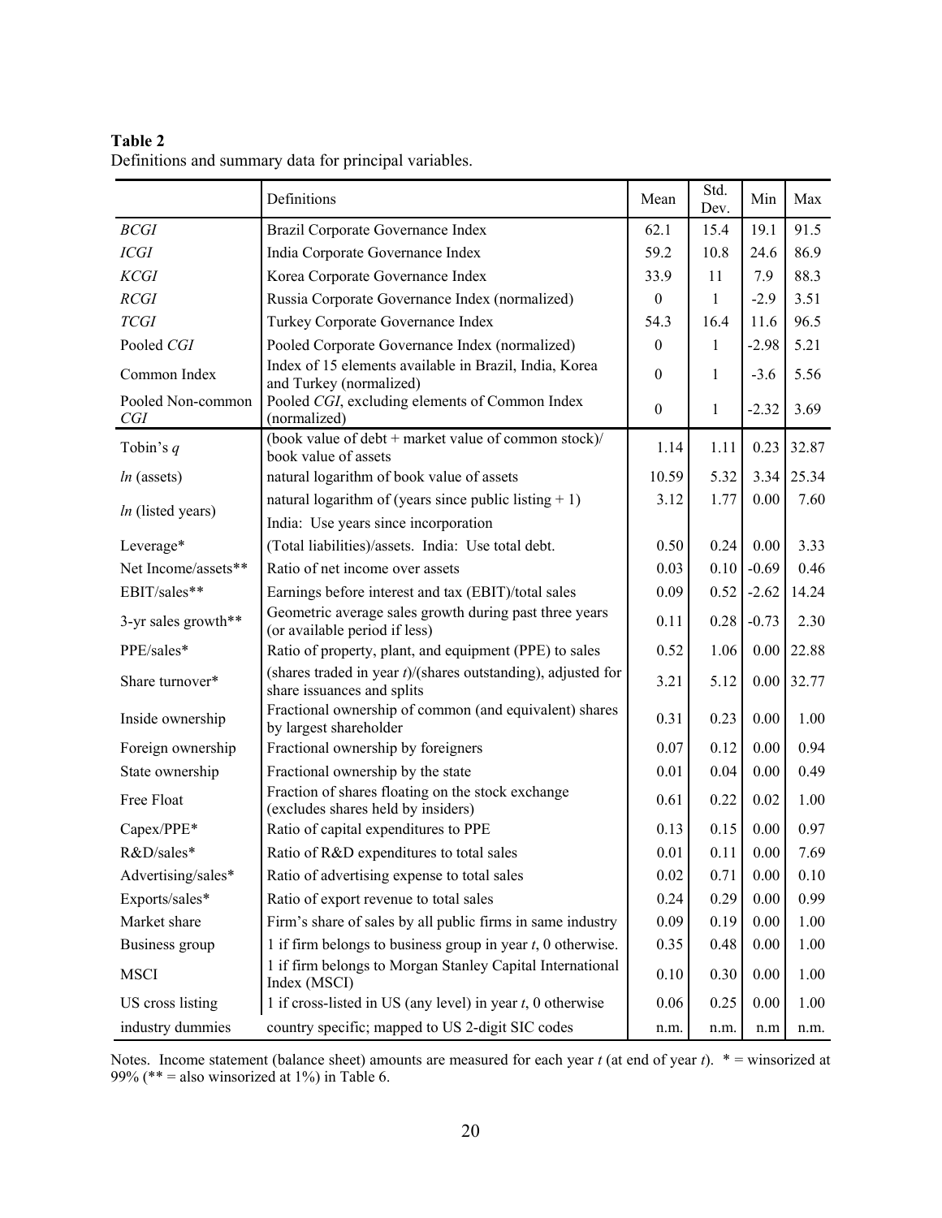**Table 2**
Definitions and summary data for principal variables.

| | Definitions | Mean | Std. Dev. | Min | Max |
|---|---|---|---|---|---|
| *BCGI* | Brazil Corporate Governance Index | 62.1 | 15.4 | 19.1 | 91.5 |
| *ICGI* | India Corporate Governance Index | 59.2 | 10.8 | 24.6 | 86.9 |
| *KCGI* | Korea Corporate Governance Index | 33.9 | 11 | 7.9 | 88.3 |
| *RCGI* | Russia Corporate Governance Index (normalized) | 0 | 1 | -2.9 | 3.51 |
| *TCGI* | Turkey Corporate Governance Index | 54.3 | 16.4 | 11.6 | 96.5 |
| Pooled *CGI* | Pooled Corporate Governance Index (normalized) | 0 | 1 | -2.98 | 5.21 |
| Common Index | Index of 15 elements available in Brazil, India, Korea and Turkey (normalized) | 0 | 1 | -3.6 | 5.56 |
| Pooled Non-common *CGI* | Pooled *CGI*, excluding elements of Common Index (normalized) | 0 | 1 | -2.32 | 3.69 |
| Tobin's $q$ | (book value of debt + market value of common stock)/ book value of assets | 1.14 | 1.11 | 0.23 | 32.87 |
| *ln* (assets) | natural logarithm of book value of assets | 10.59 | 5.32 | 3.34 | 25.34 |
| *ln* (listed years) | natural logarithm of (years since public listing + 1) India: Use years since incorporation | 3.12 | 1.77 | 0.00 | 7.60 |
| Leverage* | (Total liabilities)/assets. India: Use total debt. | 0.50 | 0.24 | 0.00 | 3.33 |
| Net Income/assets** | Ratio of net income over assets | 0.03 | 0.10 | -0.69 | 0.46 |
| EBIT/sales** | Earnings before interest and tax (EBIT)/total sales | 0.09 | 0.52 | -2.62 | 14.24 |
| 3-yr sales growth** | Geometric average sales growth during past three years (or available period if less) | 0.11 | 0.28 | -0.73 | 2.30 |
| PPE/sales* | Ratio of property, plant, and equipment (PPE) to sales | 0.52 | 1.06 | 0.00 | 22.88 |
| Share turnover* | (shares traded in year $t$)/(shares outstanding), adjusted for share issuances and splits | 3.21 | 5.12 | 0.00 | 32.77 |
| Inside ownership | Fractional ownership of common (and equivalent) shares by largest shareholder | 0.31 | 0.23 | 0.00 | 1.00 |
| Foreign ownership | Fractional ownership by foreigners | 0.07 | 0.12 | 0.00 | 0.94 |
| State ownership | Fractional ownership by the state | 0.01 | 0.04 | 0.00 | 0.49 |
| Free Float | Fraction of shares floating on the stock exchange (excludes shares held by insiders) | 0.61 | 0.22 | 0.02 | 1.00 |
| Capex/PPE* | Ratio of capital expenditures to PPE | 0.13 | 0.15 | 0.00 | 0.97 |
| R&D/sales* | Ratio of R&D expenditures to total sales | 0.01 | 0.11 | 0.00 | 7.69 |
| Advertising/sales* | Ratio of advertising expense to total sales | 0.02 | 0.71 | 0.00 | 0.10 |
| Exports/sales* | Ratio of export revenue to total sales | 0.24 | 0.29 | 0.00 | 0.99 |
| Market share | Firm's share of sales by all public firms in same industry | 0.09 | 0.19 | 0.00 | 1.00 |
| Business group | 1 if firm belongs to business group in year $t$, 0 otherwise. | 0.35 | 0.48 | 0.00 | 1.00 |
| MSCI | 1 if firm belongs to Morgan Stanley Capital International Index (MSCI) | 0.10 | 0.30 | 0.00 | 1.00 |
| US cross listing | 1 if cross-listed in US (any level) in year $t$, 0 otherwise | 0.06 | 0.25 | 0.00 | 1.00 |
| industry dummies | country specific; mapped to US 2-digit SIC codes | n.m. | n.m. | n.m | n.m. |

Notes. Income statement (balance sheet) amounts are measured for each year $t$ (at end of year $t$). * = winsorized at 99% (** = also winsorized at 1%) in Table 6.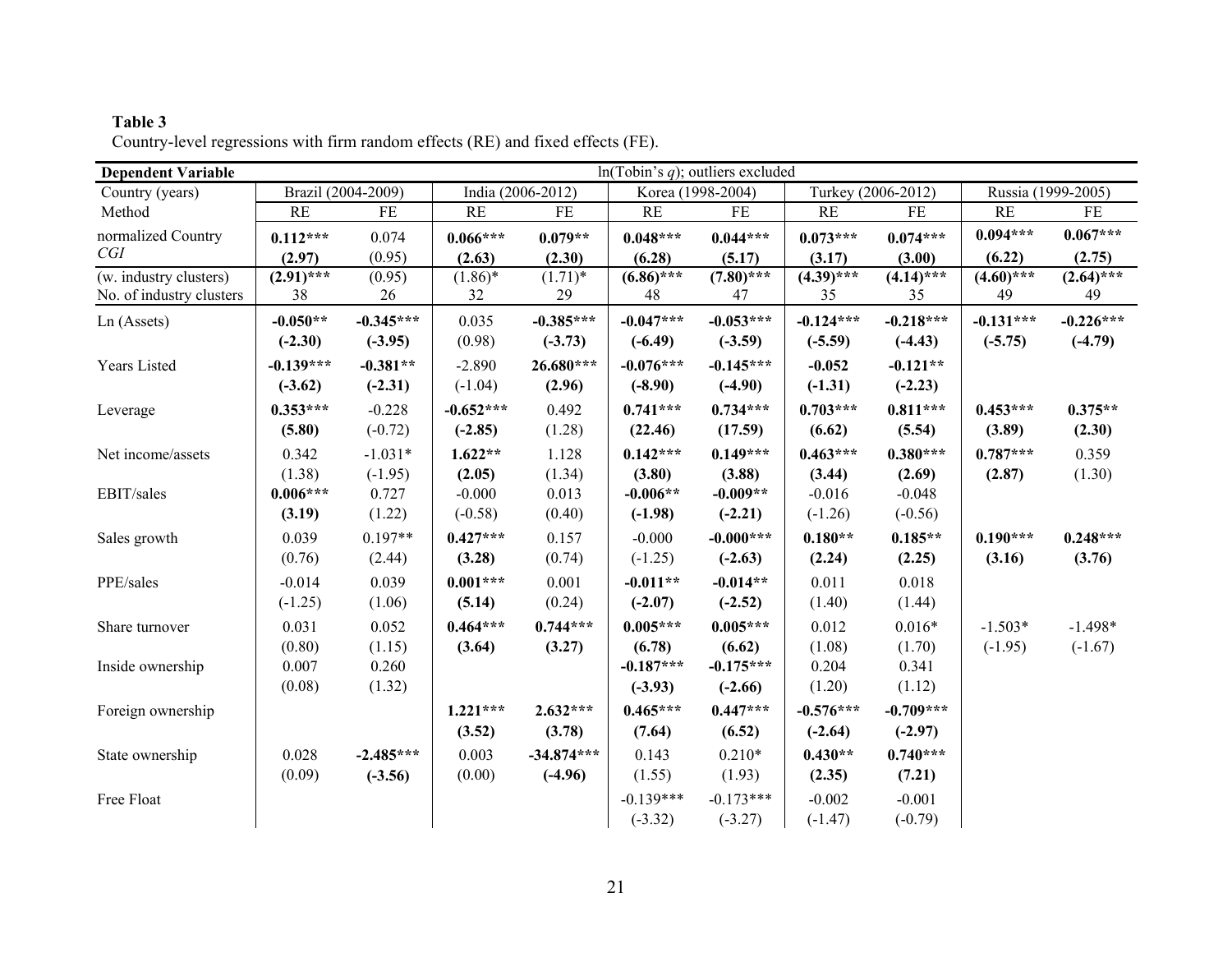**Table 3**

Country-level regressions with firm random effects (RE) and fixed effects (FE).

| Dependent Variable | ln(Tobin's *q*); outliers excluded | | | | | | | | | |
|---|---|---|---|---|---|---|---|---|---|---|
| Country (years) | Brazil (2004-2009) | | India (2006-2012) | | Korea (1998-2004) | | Turkey (2006-2012) | | Russia (1999-2005) | |
| Method | RE | FE | RE | FE | RE | FE | RE | FE | RE | FE |
| normalized Country *CGI* | **0.112***** | 0.074 | **0.066***** | **0.079**** | **0.048***** | **0.044***** | **0.073***** | **0.074***** | **0.094***** | **0.067***** |
| | **(2.97)** | (0.95) | **(2.63)** | **(2.30)** | **(6.28)** | **(5.17)** | **(3.17)** | **(3.00)** | **(6.22)** | **(2.75)** |
| (w. industry clusters) | **(2.91)***** | (0.95) | (1.86)* | (1.71)* | **(6.86)***** | **(7.80)***** | **(4.39)***** | **(4.14)***** | **(4.60)***** | **(2.64)***** |
| No. of industry clusters | 38 | 26 | 32 | 29 | 48 | 47 | 35 | 35 | 49 | 49 |
| Ln (Assets) | **-0.050**** | **-0.345***** | 0.035 | **-0.385***** | **-0.047***** | **-0.053***** | **-0.124***** | **-0.218***** | **-0.131***** | **-0.226***** |
| | **(-2.30)** | **(-3.95)** | (0.98) | **(-3.73)** | **(-6.49)** | **(-3.59)** | **(-5.59)** | **(-4.43)** | **(-5.75)** | **(-4.79)** |
| Years Listed | **-0.139***** | **-0.381**** | -2.890 | **26.680***** | **-0.076***** | **-0.145***** | **-0.052** | **-0.121**** | | |
| | **(-3.62)** | **(-2.31)** | (-1.04) | **(2.96)** | **(-8.90)** | **(-4.90)** | **(-1.31)** | **(-2.23)** | | |
| Leverage | **0.353***** | -0.228 | **-0.652***** | 0.492 | **0.741***** | **0.734***** | **0.703***** | **0.811***** | **0.453***** | **0.375**** |
| | **(5.80)** | (-0.72) | **(-2.85)** | (1.28) | **(22.46)** | **(17.59)** | **(6.62)** | **(5.54)** | **(3.89)** | **(2.30)** |
| Net income/assets | 0.342 | -1.031* | **1.622**** | 1.128 | **0.142***** | **0.149***** | **0.463***** | **0.380***** | **0.787***** | 0.359 |
| | (1.38) | (-1.95) | **(2.05)** | (1.34) | **(3.80)** | **(3.88)** | **(3.44)** | **(2.69)** | **(2.87)** | (1.30) |
| EBIT/sales | **0.006***** | 0.727 | -0.000 | 0.013 | **-0.006**** | **-0.009**** | -0.016 | -0.048 | | |
| | **(3.19)** | (1.22) | (-0.58) | (0.40) | **(-1.98)** | **(-2.21)** | (-1.26) | (-0.56) | | |
| Sales growth | 0.039 | 0.197** | **0.427***** | 0.157 | -0.000 | **-0.000***** | **0.180**** | **0.185**** | **0.190***** | **0.248***** |
| | (0.76) | (2.44) | **(3.28)** | (0.74) | (-1.25) | **(-2.63)** | **(2.24)** | **(2.25)** | **(3.16)** | **(3.76)** |
| PPE/sales | -0.014 | 0.039 | **0.001***** | 0.001 | **-0.011**** | **-0.014**** | 0.011 | 0.018 | | |
| | (-1.25) | (1.06) | **(5.14)** | (0.24) | **(-2.07)** | **(-2.52)** | (1.40) | (1.44) | | |
| Share turnover | 0.031 | 0.052 | **0.464***** | **0.744***** | **0.005***** | **0.005***** | 0.012 | 0.016* | -1.503* | -1.498* |
| | (0.80) | (1.15) | **(3.64)** | **(3.27)** | **(6.78)** | **(6.62)** | (1.08) | (1.70) | (-1.95) | (-1.67) |
| Inside ownership | 0.007 | 0.260 | | | **-0.187***** | **-0.175***** | 0.204 | 0.341 | | |
| | (0.08) | (1.32) | | | **(-3.93)** | **(-2.66)** | (1.20) | (1.12) | | |
| Foreign ownership | | | **1.221***** | **2.632***** | **0.465***** | **0.447***** | **-0.576***** | **-0.709***** | | |
| | | | **(3.52)** | **(3.78)** | **(7.64)** | **(6.52)** | **(-2.64)** | **(-2.97)** | | |
| State ownership | 0.028 | **-2.485***** | 0.003 | **-34.874***** | 0.143 | 0.210* | **0.430**** | **0.740***** | | |
| | (0.09) | **(-3.56)** | (0.00) | **(-4.96)** | (1.55) | (1.93) | **(2.35)** | **(7.21)** | | |
| Free Float | | | | | -0.139*** | -0.173*** | -0.002 | -0.001 | | |
| | | | | | (-3.32) | (-3.27) | (-1.47) | (-0.79) | | |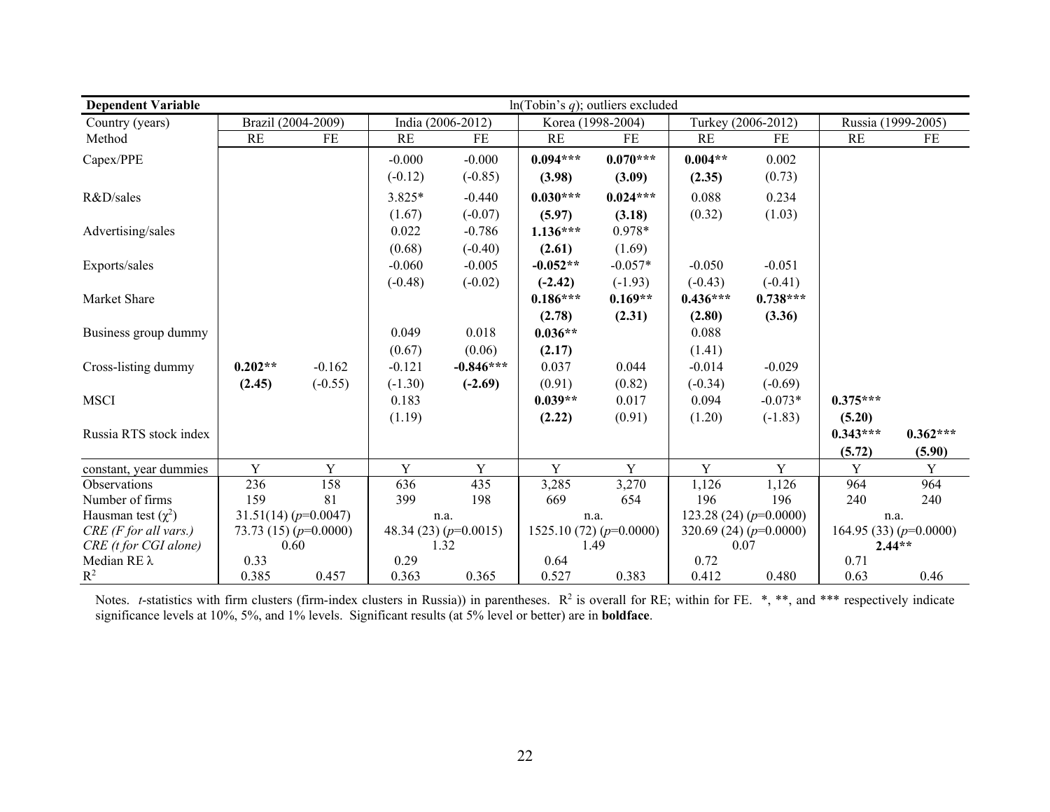| **Dependent Variable** | ln(Tobin's $q$); outliers excluded | | | | | | | | | |
|---|---|---|---|---|---|---|---|---|---|---|
| Country (years) | Brazil (2004-2009) | | India (2006-2012) | | Korea (1998-2004) | | Turkey (2006-2012) | | Russia (1999-2005) | |
| Method | RE | FE | RE | FE | RE | FE | RE | FE | RE | FE |
| Capex/PPE | | | -0.000 | -0.000 | **0.094\*\*\*** | **0.070\*\*\*** | **0.004\*\*** | 0.002 | | |
| | | | (-0.12) | (-0.85) | **(3.98)** | **(3.09)** | **(2.35)** | (0.73) | | |
| R&D/sales | | | 3.825* | -0.440 | **0.030\*\*\*** | **0.024\*\*\*** | 0.088 | 0.234 | | |
| | | | (1.67) | (-0.07) | **(5.97)** | **(3.18)** | (0.32) | (1.03) | | |
| Advertising/sales | | | 0.022 | -0.786 | **1.136\*\*\*** | 0.978* | | | | |
| | | | (0.68) | (-0.40) | **(2.61)** | (1.69) | | | | |
| Exports/sales | | | -0.060 | -0.005 | **-0.052\*\*** | -0.057* | -0.050 | -0.051 | | |
| | | | (-0.48) | (-0.02) | **(-2.42)** | (-1.93) | (-0.43) | (-0.41) | | |
| Market Share | | | | | **0.186\*\*\*** | **0.169\*\*** | **0.436\*\*\*** | **0.738\*\*\*** | | |
| | | | | | **(2.78)** | **(2.31)** | **(2.80)** | **(3.36)** | | |
| Business group dummy | | | 0.049 | 0.018 | **0.036\*\*** | | 0.088 | | | |
| | | | (0.67) | (0.06) | **(2.17)** | | (1.41) | | | |
| Cross-listing dummy | **0.202\*\*** | -0.162 | -0.121 | **-0.846\*\*\*** | 0.037 | 0.044 | -0.014 | -0.029 | | |
| | **(2.45)** | (-0.55) | (-1.30) | **(-2.69)** | (0.91) | (0.82) | (-0.34) | (-0.69) | | |
| MSCI | | | 0.183 | | **0.039\*\*** | 0.017 | 0.094 | -0.073* | **0.375\*\*\*** | |
| | | | (1.19) | | **(2.22)** | (0.91) | (1.20) | (-1.83) | **(5.20)** | |
| Russia RTS stock index | | | | | | | | | **0.343\*\*\*** | **0.362\*\*\*** |
| | | | | | | | | | **(5.72)** | **(5.90)** |
| constant, year dummies | Y | Y | Y | Y | Y | Y | Y | Y | Y | Y |
| Observations | 236 | 158 | 636 | 435 | 3,285 | 3,270 | 1,126 | 1,126 | 964 | 964 |
| Number of firms | 159 | 81 | 399 | 198 | 669 | 654 | 196 | 196 | 240 | 240 |
| Hausman test ($\chi^2$) | 31.51(14) ($p$=0.0047) | | n.a. | | n.a. | | 123.28 (24) ($p$=0.0000) | | n.a. | |
| *CRE (F for all vars.)* | 73.73 (15) ($p$=0.0000) | | 48.34 (23) ($p$=0.0015) | | 1525.10 (72) ($p$=0.0000) | | 320.69 (24) ($p$=0.0000) | | 164.95 (33) ($p$=0.0000) | |
| *CRE (t for CGI alone)* | 0.60 | | 1.32 | | 1.49 | | 0.07 | | **2.44\*\*** | |
| Median RE λ | 0.33 | | 0.29 | | 0.64 | | 0.72 | | 0.71 | |
| $R^2$ | 0.385 | 0.457 | 0.363 | 0.365 | 0.527 | 0.383 | 0.412 | 0.480 | 0.63 | 0.46 |

Notes. *t*-statistics with firm clusters (firm-index clusters in Russia)) in parentheses. $R^2$ is overall for RE; within for FE. *, **, and *** respectively indicate significance levels at 10%, 5%, and 1% levels. Significant results (at 5% level or better) are in **boldface**.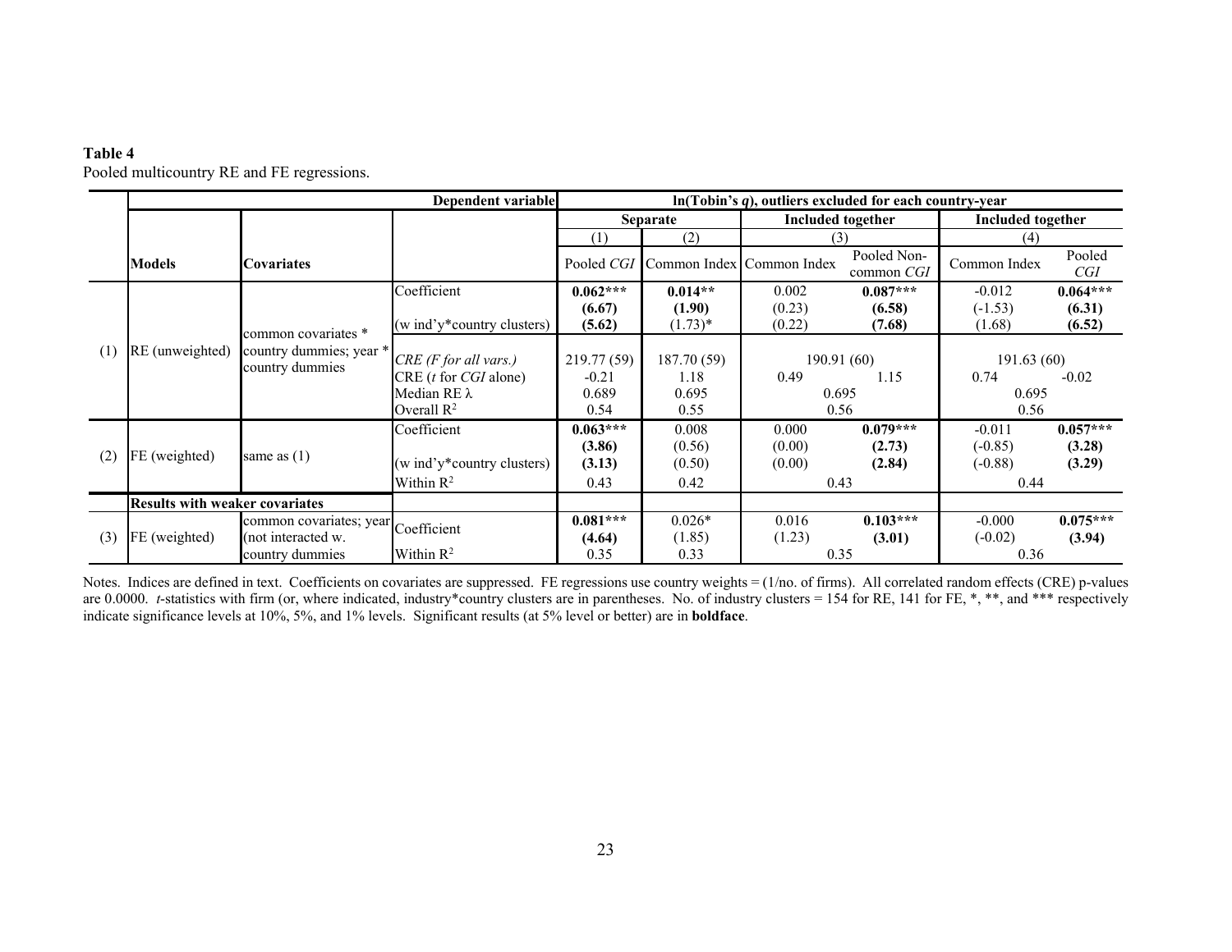**Table 4**
Pooled multicountry RE and FE regressions.

| | Models | Covariates | Dependent variable | ln(Tobin's *q*), outliers excluded for each country-year | | | | | |
|---|---|---|---|---|---|---|---|---|---|
| | | | | Separate | | Included together | | Included together | |
| | | | | (1) | (2) | (3) | | (4) | |
| | | | | Pooled *CGI* | Common Index | Common Index | Pooled Non-common *CGI* | Common Index | Pooled *CGI* |
| (1) | RE (unweighted) | common covariates * country dummies; year * country dummies | Coefficient | **0.062\*\*\*** | **0.014\*\*** | 0.002 | **0.087\*\*\*** | -0.012 | **0.064\*\*\*** |
| | | | | **(6.67)** | **(1.90)** | (0.23) | **(6.58)** | (-1.53) | **(6.31)** |
| | | | (w ind'y*country clusters) | **(5.62)** | (1.73)* | (0.22) | **(7.68)** | (1.68) | **(6.52)** |
| | | | *CRE (F for all vars.)* | 219.77 (59) | 187.70 (59) | 190.91 (60) | | 191.63 (60) | |
| | | | CRE (*t* for *CGI* alone) | -0.21 | 1.18 | 0.49 | 1.15 | 0.74 | -0.02 |
| | | | Median RE λ | 0.689 | 0.695 | 0.695 | | 0.695 | |
| | | | Overall $R^2$ | 0.54 | 0.55 | 0.56 | | 0.56 | |
| (2) | FE (weighted) | same as (1) | Coefficient | **0.063\*\*\*** | 0.008 | 0.000 | **0.079\*\*\*** | -0.011 | **0.057\*\*\*** |
| | | | | **(3.86)** | (0.56) | (0.00) | **(2.73)** | (-0.85) | **(3.28)** |
| | | | (w ind'y*country clusters) | **(3.13)** | (0.50) | (0.00) | **(2.84)** | (-0.88) | **(3.29)** |
| | | | Within $R^2$ | 0.43 | 0.42 | 0.43 | | 0.44 | |
| | **Results with weaker covariates** | | | | | | | | |
| (3) | FE (weighted) | common covariates; year (not interacted w. country dummies | Coefficient | **0.081\*\*\*** | 0.026* | 0.016 | **0.103\*\*\*** | -0.000 | **0.075\*\*\*** |
| | | | | **(4.64)** | (1.85) | (1.23) | **(3.01)** | (-0.02) | **(3.94)** |
| | | | Within $R^2$ | 0.35 | 0.33 | 0.35 | | 0.36 | |

Notes. Indices are defined in text. Coefficients on covariates are suppressed. FE regressions use country weights = (1/no. of firms). All correlated random effects (CRE) p-values are 0.0000. *t*-statistics with firm (or, where indicated, industry*country clusters are in parentheses. No. of industry clusters = 154 for RE, 141 for FE, *, **, and *** respectively indicate significance levels at 10%, 5%, and 1% levels. Significant results (at 5% level or better) are in **boldface**.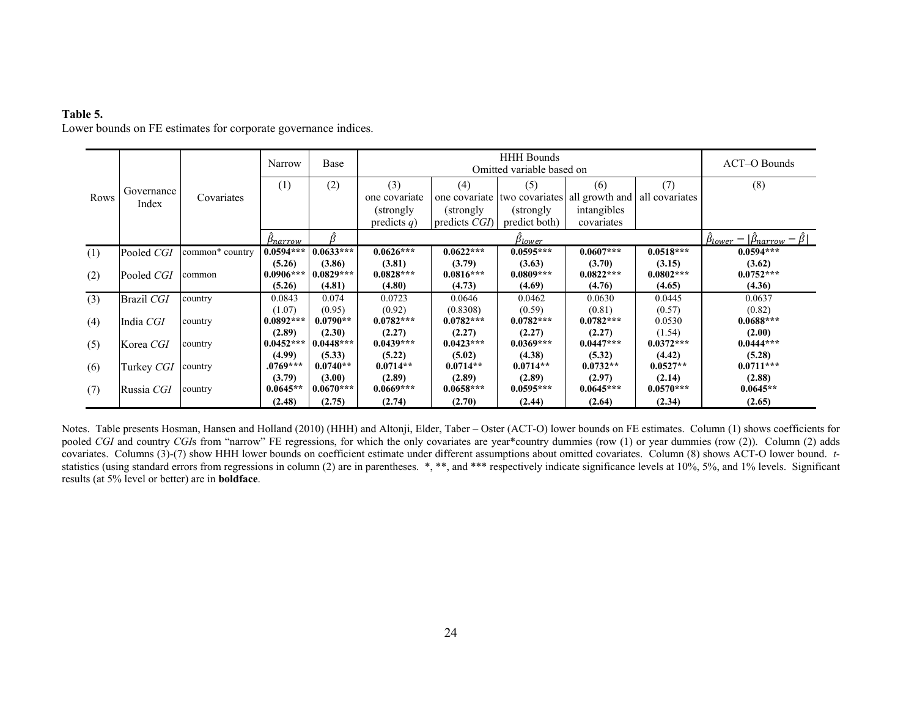**Table 5.**
Lower bounds on FE estimates for corporate governance indices.

| Rows | Governance Index | Covariates | Narrow | Base | HHH Bounds Omitted variable based on | | | | | ACT–O Bounds |
|---|---|---|---|---|---|---|---|---|---|---|
| | | | (1) | (2) | (3) one covariate (strongly predicts *q*) | (4) one covariate (strongly predicts *CGI*) | (5) two covariates (strongly predict both) | (6) all growth and intangibles covariates | (7) all covariates | (8) |
| | | | $\hat{\beta}_{narrow}$ | $\hat{\beta}$ | $\hat{\beta}_{lower}$ | | | | | $\hat{\beta}_{lower} - \lvert\hat{\beta}_{narrow} - \hat{\beta}\rvert$ |
| (1) | Pooled *CGI* | common* country | **0.0594*** (5.26)** | **0.0633*** (3.86)** | **0.0626*** (3.81)** | **0.0622*** (3.79)** | **0.0595*** (3.63)** | **0.0607*** (3.70)** | **0.0518*** (3.15)** | **0.0594*** (3.62)** |
| (2) | Pooled *CGI* | common | **0.0906*** (5.26)** | **0.0829*** (4.81)** | **0.0828*** (4.80)** | **0.0816*** (4.73)** | **0.0809*** (4.69)** | **0.0822*** (4.76)** | **0.0802*** (4.65)** | **0.0752*** (4.36)** |
| (3) | Brazil *CGI* | country | 0.0843 (1.07) | 0.074 (0.95) | 0.0723 (0.92) | 0.0646 (0.8308) | 0.0462 (0.59) | 0.0630 (0.81) | 0.0445 (0.57) | 0.0637 (0.82) |
| (4) | India *CGI* | country | **0.0892*** (2.89)** | **0.0790** (2.30)** | **0.0782*** (2.27)** | **0.0782*** (2.27)** | **0.0782*** (2.27)** | **0.0782*** (2.27)** | 0.0530 (1.54) | **0.0688*** (2.00)** |
| (5) | Korea *CGI* | country | **0.0452*** (4.99)** | **0.0448*** (5.33)** | **0.0439*** (5.22)** | **0.0423*** (5.02)** | **0.0369*** (4.38)** | **0.0447*** (5.32)** | **0.0372*** (4.42)** | **0.0444*** (5.28)** |
| (6) | Turkey *CGI* | country | **.0769*** (3.79)** | **0.0740** (3.00)** | **0.0714** (2.89)** | **0.0714** (2.89)** | **0.0714** (2.89)** | **0.0732** (2.97)** | **0.0527** (2.14)** | **0.0711*** (2.88)** |
| (7) | Russia *CGI* | country | **0.0645** (2.48)** | **0.0670*** (2.75)** | **0.0669*** (2.74)** | **0.0658*** (2.70)** | **0.0595*** (2.44)** | **0.0645*** (2.64)** | **0.0570*** (2.34)** | **0.0645** (2.65)** |

Notes. Table presents Hosman, Hansen and Holland (2010) (HHH) and Altonji, Elder, Taber – Oster (ACT-O) lower bounds on FE estimates. Column (1) shows coefficients for pooled *CGI* and country *CGI*s from "narrow" FE regressions, for which the only covariates are year*country dummies (row (1) or year dummies (row (2)). Column (2) adds covariates. Columns (3)-(7) show HHH lower bounds on coefficient estimate under different assumptions about omitted covariates. Column (8) shows ACT-O lower bound. *t*-statistics (using standard errors from regressions in column (2) are in parentheses. *, **, and *** respectively indicate significance levels at 10%, 5%, and 1% levels. Significant results (at 5% level or better) are in **boldface**.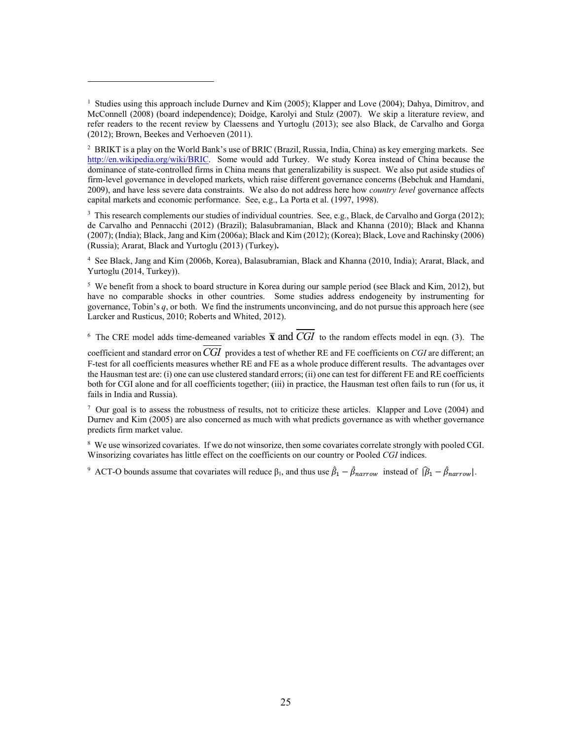[1] Studies using this approach include Durnev and Kim (2005); Klapper and Love (2004); Dahya, Dimitrov, and McConnell (2008) (board independence); Doidge, Karolyi and Stulz (2007). We skip a literature review, and refer readers to the recent review by Claessens and Yurtoglu (2013); see also Black, de Carvalho and Gorga (2012); Brown, Beekes and Verhoeven (2011).

[2] BRIKT is a play on the World Bank's use of BRIC (Brazil, Russia, India, China) as key emerging markets. See http://en.wikipedia.org/wiki/BRIC. Some would add Turkey. We study Korea instead of China because the dominance of state-controlled firms in China means that generalizability is suspect. We also put aside studies of firm-level governance in developed markets, which raise different governance concerns (Bebchuk and Hamdani, 2009), and have less severe data constraints. We also do not address here how *country level* governance affects capital markets and economic performance. See, e.g., La Porta et al. (1997, 1998).

[3] This research complements our studies of individual countries. See, e.g., Black, de Carvalho and Gorga (2012); de Carvalho and Pennacchi (2012) (Brazil); Balasubramanian, Black and Khanna (2010); Black and Khanna (2007); (India); Black, Jang and Kim (2006a); Black and Kim (2012); (Korea); Black, Love and Rachinsky (2006) (Russia); Ararat, Black and Yurtoglu (2013) (Turkey)**.**

[4] See Black, Jang and Kim (2006b, Korea), Balasubramanian, Black and Khanna (2010, India); Ararat, Black, and Yurtoglu (2014, Turkey)).

[5] We benefit from a shock to board structure in Korea during our sample period (see Black and Kim, 2012), but have no comparable shocks in other countries. Some studies address endogeneity by instrumenting for governance, Tobin's *q*, or both. We find the instruments unconvincing, and do not pursue this approach here (see Larcker and Rusticus, 2010; Roberts and Whited, 2012).

[6] The CRE model adds time-demeaned variables $\overline{\mathbf{x}}$ and $\overline{CGI}$ to the random effects model in eqn. (3). The coefficient and standard error on $\overline{CGI}$ provides a test of whether RE and FE coefficients on *CGI* are different; an F-test for all coefficients measures whether RE and FE as a whole produce different results. The advantages over the Hausman test are: (i) one can use clustered standard errors; (ii) one can test for different FE and RE coefficients both for CGI alone and for all coefficients together; (iii) in practice, the Hausman test often fails to run (for us, it fails in India and Russia).

[7] Our goal is to assess the robustness of results, not to criticize these articles. Klapper and Love (2004) and Durnev and Kim (2005) are also concerned as much with what predicts governance as with whether governance predicts firm market value.

[8] We use winsorized covariates. If we do not winsorize, then some covariates correlate strongly with pooled CGI. Winsorizing covariates has little effect on the coefficients on our country or Pooled *CGI* indices.

[9] ACT-O bounds assume that covariates will reduce $\beta_1$, and thus use $\hat{\beta}_1 - \hat{\beta}_{narrow}$ instead of $|\hat{\beta}_1 - \hat{\beta}_{narrow}|$.